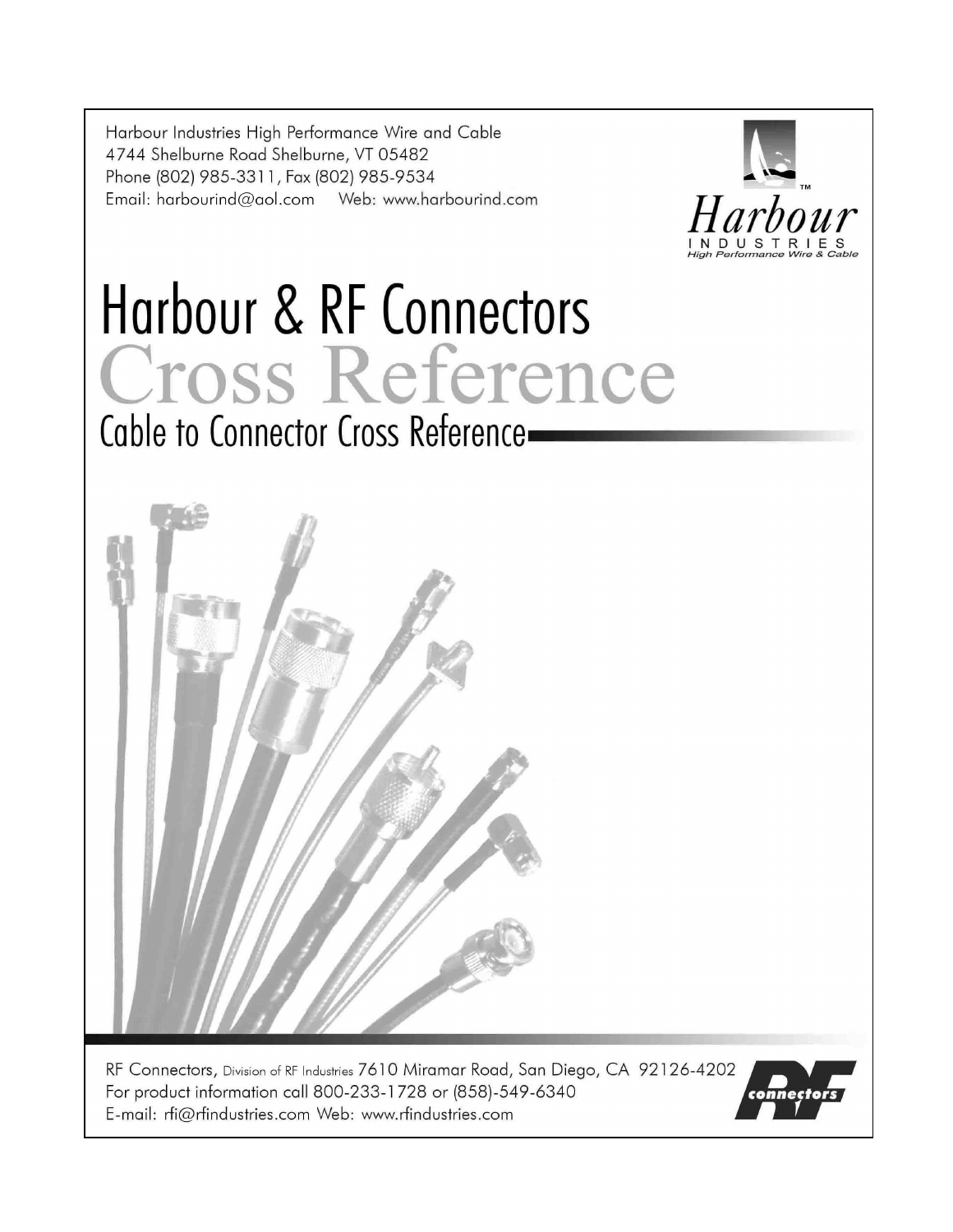Harbour Industries High Performance Wire and Cable
4744 Shelburne Road Shelburne, VT 05482
Phone (802) 985-3311, Fax (802) 985-9534
Email: harbourind@aol.com Web: www.harbourind.com

Harbour™
INDUSTRIES
*High Performance Wire & Cable*

# Harbour & RF Connectors

# Cross Reference

## Cable to Connector Cross Reference

RF Connectors, Division of RF Industries 7610 Miramar Road, San Diego, CA 92126-4202
For product information call 800-233-1728 or (858)-549-6340
E-mail: rfi@rfindustries.com Web: www.rfindustries.com

RF connectors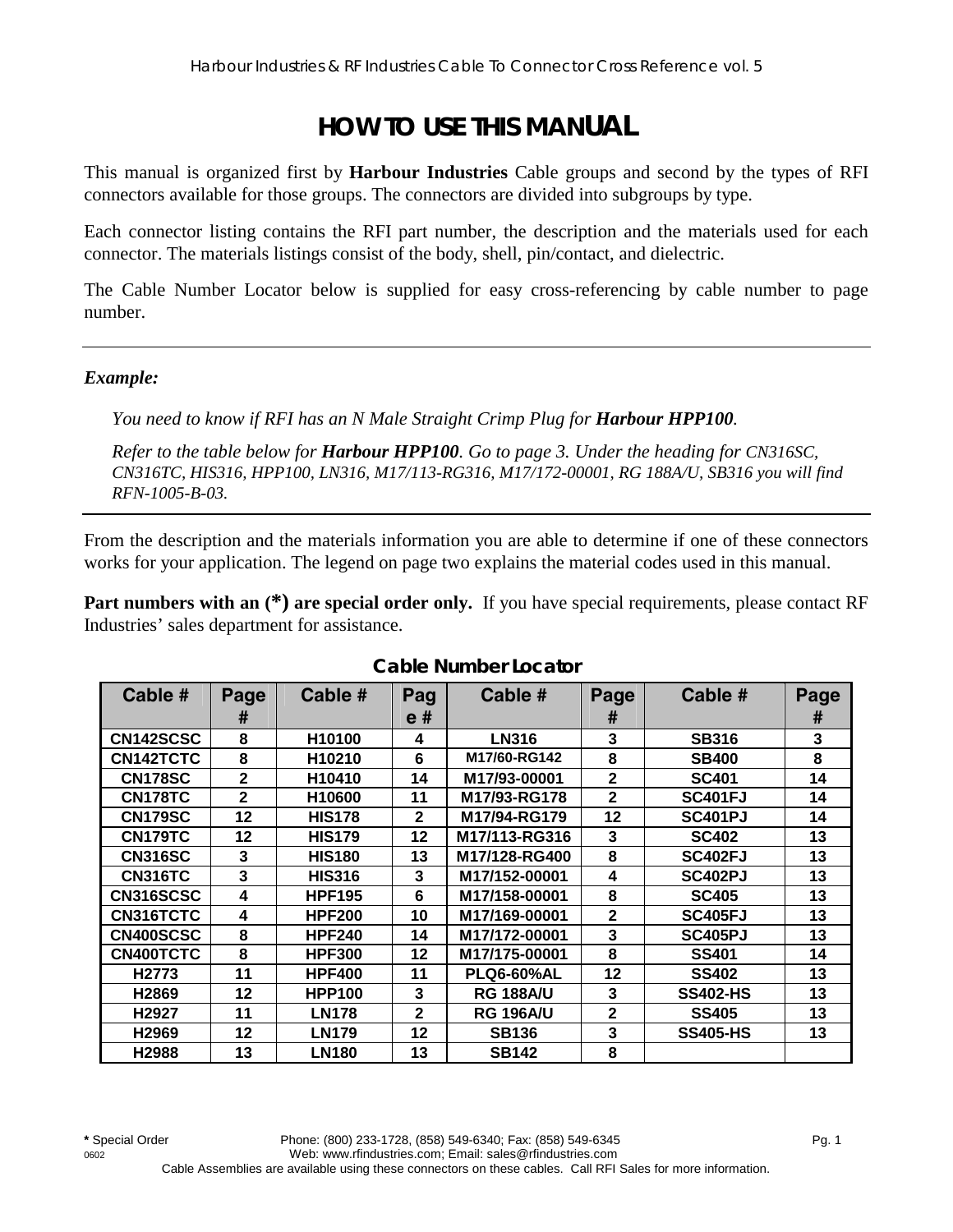# HOW TO USE THIS MANUAL

This manual is organized first by **Harbour Industries** Cable groups and second by the types of RFI connectors available for those groups. The connectors are divided into subgroups by type.

Each connector listing contains the RFI part number, the description and the materials used for each connector. The materials listings consist of the body, shell, pin/contact, and dielectric.

The Cable Number Locator below is supplied for easy cross-referencing by cable number to page number.

---

***Example:***

*You need to know if RFI has an N Male Straight Crimp Plug for **Harbour HPP100**.*

*Refer to the table below for **Harbour HPP100**. Go to page 3. Under the heading for CN316SC, CN316TC, HIS316, HPP100, LN316, M17/113-RG316, M17/172-00001, RG 188A/U, SB316 you will find RFN-1005-B-03.*

---

From the description and the materials information you are able to determine if one of these connectors works for your application. The legend on page two explains the material codes used in this manual.

**Part numbers with an (*) are special order only.** If you have special requirements, please contact RF Industries' sales department for assistance.

**Cable Number Locator**

| Cable # | Page # | Cable # | Page # | Cable # | Page # | Cable # | Page # |
|---|---|---|---|---|---|---|---|
| CN142SCSC | 8 | H10100 | 4 | LN316 | 3 | SB316 | 3 |
| CN142TCTC | 8 | H10210 | 6 | M17/60-RG142 | 8 | SB400 | 8 |
| CN178SC | 2 | H10410 | 14 | M17/93-00001 | 2 | SC401 | 14 |
| CN178TC | 2 | H10600 | 11 | M17/93-RG178 | 2 | SC401FJ | 14 |
| CN179SC | 12 | HIS178 | 2 | M17/94-RG179 | 12 | SC401PJ | 14 |
| CN179TC | 12 | HIS179 | 12 | M17/113-RG316 | 3 | SC402 | 13 |
| CN316SC | 3 | HIS180 | 13 | M17/128-RG400 | 8 | SC402FJ | 13 |
| CN316TC | 3 | HIS316 | 3 | M17/152-00001 | 4 | SC402PJ | 13 |
| CN316SCSC | 4 | HPF195 | 6 | M17/158-00001 | 8 | SC405 | 13 |
| CN316TCTC | 4 | HPF200 | 10 | M17/169-00001 | 2 | SC405FJ | 13 |
| CN400SCSC | 8 | HPF240 | 14 | M17/172-00001 | 3 | SC405PJ | 13 |
| CN400TCTC | 8 | HPF300 | 12 | M17/175-00001 | 8 | SS401 | 14 |
| H2773 | 11 | HPF400 | 11 | PLQ6-60%AL | 12 | SS402 | 13 |
| H2869 | 12 | HPP100 | 3 | RG 188A/U | 3 | SS402-HS | 13 |
| H2927 | 11 | LN178 | 2 | RG 196A/U | 2 | SS405 | 13 |
| H2969 | 12 | LN179 | 12 | SB136 | 3 | SS405-HS | 13 |
| H2988 | 13 | LN180 | 13 | SB142 | 8 | | |

**\*** Special Order

Phone: (800) 233-1728, (858) 549-6340; Fax: (858) 549-6345

Web: www.rfindustries.com; Email: sales@rfindustries.com

Cable Assemblies are available using these connectors on these cables. Call RFI Sales for more information.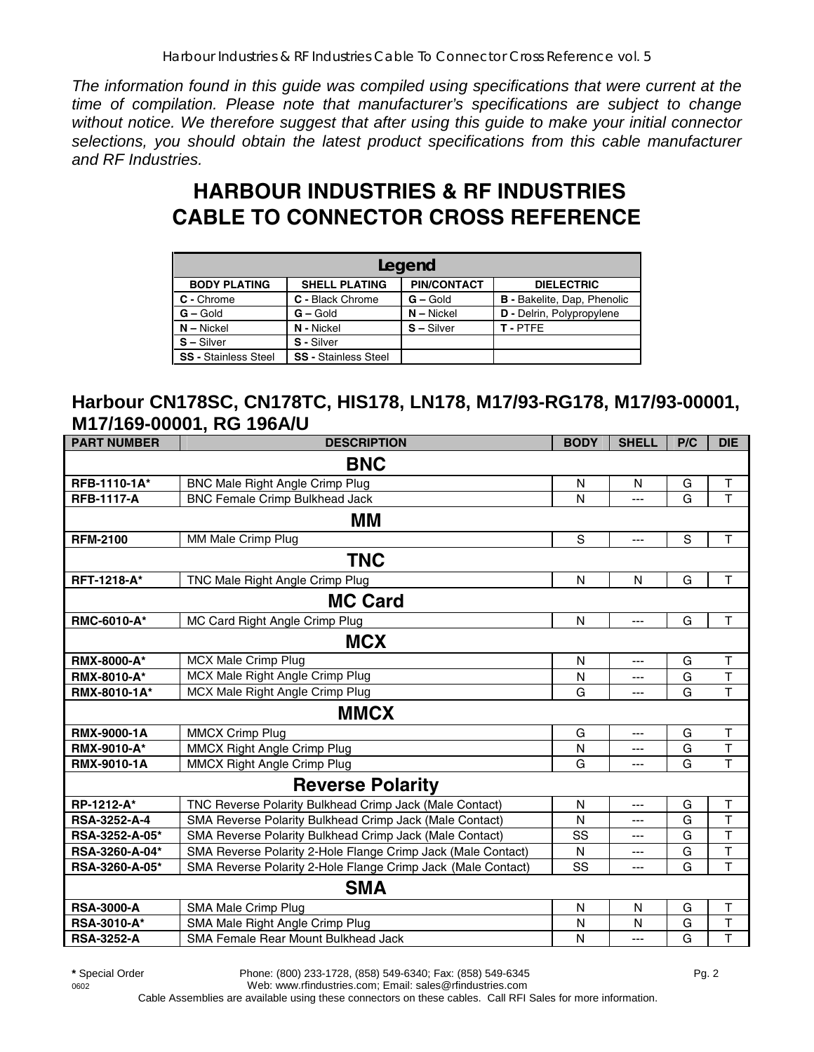*The information found in this guide was compiled using specifications that were current at the time of compilation. Please note that manufacturer's specifications are subject to change without notice. We therefore suggest that after using this guide to make your initial connector selections, you should obtain the latest product specifications from this cable manufacturer and RF Industries.*

# HARBOUR INDUSTRIES & RF INDUSTRIES CABLE TO CONNECTOR CROSS REFERENCE

| Legend | | | |
|---|---|---|---|
| **BODY PLATING** | **SHELL PLATING** | **PIN/CONTACT** | **DIELECTRIC** |
| **C -** Chrome | **C -** Black Chrome | **G –** Gold | **B -** Bakelite, Dap, Phenolic |
| **G –** Gold | **G –** Gold | **N –** Nickel | **D -** Delrin, Polypropylene |
| **N –** Nickel | **N -** Nickel | **S –** Silver | **T -** PTFE |
| **S –** Silver | **S -** Silver | | |
| **SS -** Stainless Steel | **SS -** Stainless Steel | | |

## Harbour CN178SC, CN178TC, HIS178, LN178, M17/93-RG178, M17/93-00001, M17/169-00001, RG 196A/U

| PART NUMBER | DESCRIPTION | BODY | SHELL | P/C | DIE |
|---|---|---|---|---|---|
| **BNC** | | | | | |
| **RFB-1110-1A*** | BNC Male Right Angle Crimp Plug | N | N | G | T |
| **RFB-1117-A** | BNC Female Crimp Bulkhead Jack | N | --- | G | T |
| **MM** | | | | | |
| **RFM-2100** | MM Male Crimp Plug | S | --- | S | T |
| **TNC** | | | | | |
| **RFT-1218-A*** | TNC Male Right Angle Crimp Plug | N | N | G | T |
| **MC Card** | | | | | |
| **RMC-6010-A*** | MC Card Right Angle Crimp Plug | N | --- | G | T |
| **MCX** | | | | | |
| **RMX-8000-A*** | MCX Male Crimp Plug | N | --- | G | T |
| **RMX-8010-A*** | MCX Male Right Angle Crimp Plug | N | --- | G | T |
| **RMX-8010-1A*** | MCX Male Right Angle Crimp Plug | G | --- | G | T |
| **MMCX** | | | | | |
| **RMX-9000-1A** | MMCX Crimp Plug | G | --- | G | T |
| **RMX-9010-A*** | MMCX Right Angle Crimp Plug | N | --- | G | T |
| **RMX-9010-1A** | MMCX Right Angle Crimp Plug | G | --- | G | T |
| **Reverse Polarity** | | | | | |
| **RP-1212-A*** | TNC Reverse Polarity Bulkhead Crimp Jack (Male Contact) | N | --- | G | T |
| **RSA-3252-A-4** | SMA Reverse Polarity Bulkhead Crimp Jack (Male Contact) | N | --- | G | T |
| **RSA-3252-A-05*** | SMA Reverse Polarity Bulkhead Crimp Jack (Male Contact) | SS | --- | G | T |
| **RSA-3260-A-04*** | SMA Reverse Polarity 2-Hole Flange Crimp Jack (Male Contact) | N | --- | G | T |
| **RSA-3260-A-05*** | SMA Reverse Polarity 2-Hole Flange Crimp Jack (Male Contact) | SS | --- | G | T |
| **SMA** | | | | | |
| **RSA-3000-A** | SMA Male Crimp Plug | N | N | G | T |
| **RSA-3010-A*** | SMA Male Right Angle Crimp Plug | N | N | G | T |
| **RSA-3252-A** | SMA Female Rear Mount Bulkhead Jack | N | --- | G | T |

**\*** Special Order Phone: (800) 233-1728, (858) 549-6340; Fax: (858) 549-6345

0602 Web: www.rfindustries.com; Email: sales@rfindustries.com

Cable Assemblies are available using these connectors on these cables. Call RFI Sales for more information.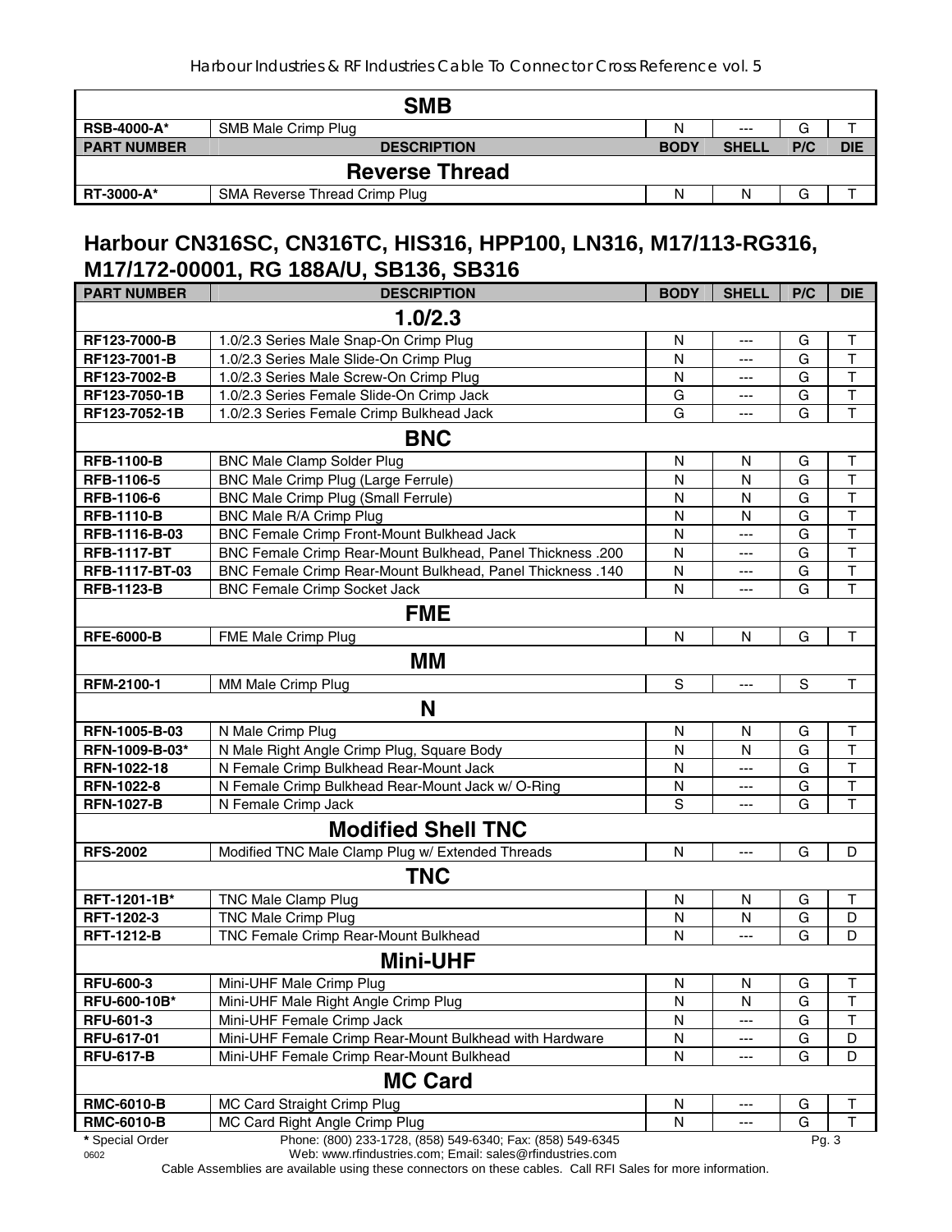| | SMB | | | | |
|---|---|---|---|---|---|
| **RSB-4000-A*** | SMB Male Crimp Plug | N | --- | G | T |
| **PART NUMBER** | **DESCRIPTION** | **BODY** | **SHELL** | **P/C** | **DIE** |
| | **Reverse Thread** | | | | |
| **RT-3000-A*** | SMA Reverse Thread Crimp Plug | N | N | G | T |

## Harbour CN316SC, CN316TC, HIS316, HPP100, LN316, M17/113-RG316, M17/172-00001, RG 188A/U, SB136, SB316

| PART NUMBER | DESCRIPTION | BODY | SHELL | P/C | DIE |
|---|---|---|---|---|---|
| | **1.0/2.3** | | | | |
| **RF123-7000-B** | 1.0/2.3 Series Male Snap-On Crimp Plug | N | --- | G | T |
| **RF123-7001-B** | 1.0/2.3 Series Male Slide-On Crimp Plug | N | --- | G | T |
| **RF123-7002-B** | 1.0/2.3 Series Male Screw-On Crimp Plug | N | --- | G | T |
| **RF123-7050-1B** | 1.0/2.3 Series Female Slide-On Crimp Jack | G | --- | G | T |
| **RF123-7052-1B** | 1.0/2.3 Series Female Crimp Bulkhead Jack | G | --- | G | T |
| | **BNC** | | | | |
| **RFB-1100-B** | BNC Male Clamp Solder Plug | N | N | G | T |
| **RFB-1106-5** | BNC Male Crimp Plug (Large Ferrule) | N | N | G | T |
| **RFB-1106-6** | BNC Male Crimp Plug (Small Ferrule) | N | N | G | T |
| **RFB-1110-B** | BNC Male R/A Crimp Plug | N | N | G | T |
| **RFB-1116-B-03** | BNC Female Crimp Front-Mount Bulkhead Jack | N | --- | G | T |
| **RFB-1117-BT** | BNC Female Crimp Rear-Mount Bulkhead, Panel Thickness .200 | N | --- | G | T |
| **RFB-1117-BT-03** | BNC Female Crimp Rear-Mount Bulkhead, Panel Thickness .140 | N | --- | G | T |
| **RFB-1123-B** | BNC Female Crimp Socket Jack | N | --- | G | T |
| | **FME** | | | | |
| **RFE-6000-B** | FME Male Crimp Plug | N | N | G | T |
| | **MM** | | | | |
| **RFM-2100-1** | MM Male Crimp Plug | S | --- | S | T |
| | **N** | | | | |
| **RFN-1005-B-03** | N Male Crimp Plug | N | N | G | T |
| **RFN-1009-B-03*** | N Male Right Angle Crimp Plug, Square Body | N | N | G | T |
| **RFN-1022-18** | N Female Crimp Bulkhead Rear-Mount Jack | N | --- | G | T |
| **RFN-1022-8** | N Female Crimp Bulkhead Rear-Mount Jack w/ O-Ring | N | --- | G | T |
| **RFN-1027-B** | N Female Crimp Jack | S | --- | G | T |
| | **Modified Shell TNC** | | | | |
| **RFS-2002** | Modified TNC Male Clamp Plug w/ Extended Threads | N | --- | G | D |
| | **TNC** | | | | |
| **RFT-1201-1B*** | TNC Male Clamp Plug | N | N | G | T |
| **RFT-1202-3** | TNC Male Crimp Plug | N | N | G | D |
| **RFT-1212-B** | TNC Female Crimp Rear-Mount Bulkhead | N | --- | G | D |
| | **Mini-UHF** | | | | |
| **RFU-600-3** | Mini-UHF Male Crimp Plug | N | N | G | T |
| **RFU-600-10B*** | Mini-UHF Male Right Angle Crimp Plug | N | N | G | T |
| **RFU-601-3** | Mini-UHF Female Crimp Jack | N | --- | G | T |
| **RFU-617-01** | Mini-UHF Female Crimp Rear-Mount Bulkhead with Hardware | N | --- | G | D |
| **RFU-617-B** | Mini-UHF Female Crimp Rear-Mount Bulkhead | N | --- | G | D |
| | **MC Card** | | | | |
| **RMC-6010-B** | MC Card Straight Crimp Plug | N | --- | G | T |
| **RMC-6010-B** | MC Card Right Angle Crimp Plug | N | --- | G | T |

**\*** Special Order

Phone: (800) 233-1728, (858) 549-6340; Fax: (858) 549-6345
Web: www.rfindustries.com; Email: sales@rfindustries.com

Cable Assemblies are available using these connectors on these cables. Call RFI Sales for more information.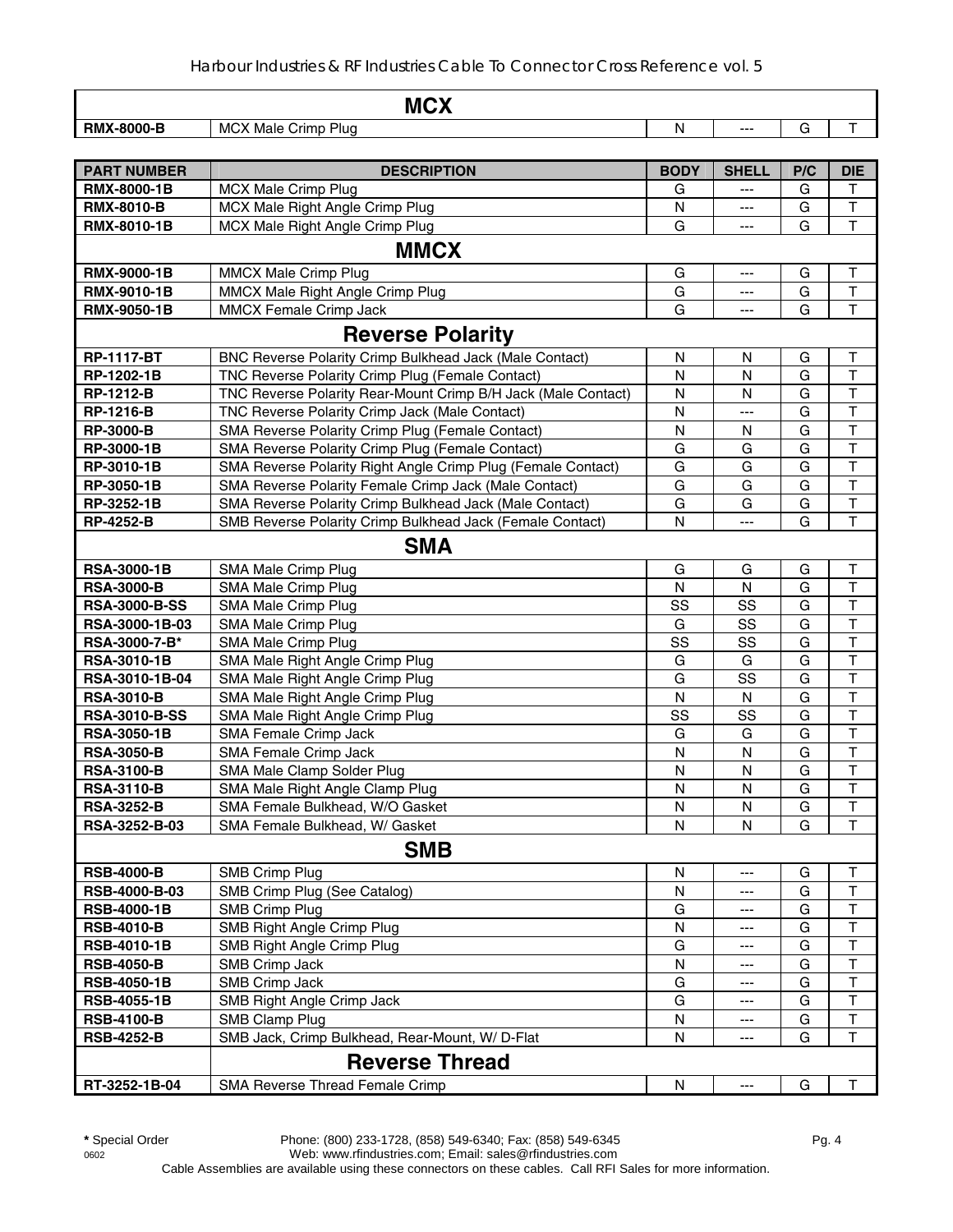| MCX | | | | | |
|---|---|---|---|---|---|
| **RMX-8000-B** | MCX Male Crimp Plug | N | --- | G | T |

| PART NUMBER | DESCRIPTION | BODY | SHELL | P/C | DIE |
|---|---|---|---|---|---|
| **RMX-8000-1B** | MCX Male Crimp Plug | G | --- | G | T |
| **RMX-8010-B** | MCX Male Right Angle Crimp Plug | N | --- | G | T |
| **RMX-8010-1B** | MCX Male Right Angle Crimp Plug | G | --- | G | T |
| | **MMCX** | | | | |
| **RMX-9000-1B** | MMCX Male Crimp Plug | G | --- | G | T |
| **RMX-9010-1B** | MMCX Male Right Angle Crimp Plug | G | --- | G | T |
| **RMX-9050-1B** | MMCX Female Crimp Jack | G | --- | G | T |
| | **Reverse Polarity** | | | | |
| **RP-1117-BT** | BNC Reverse Polarity Crimp Bulkhead Jack (Male Contact) | N | N | G | T |
| **RP-1202-1B** | TNC Reverse Polarity Crimp Plug (Female Contact) | N | N | G | T |
| **RP-1212-B** | TNC Reverse Polarity Rear-Mount Crimp B/H Jack (Male Contact) | N | N | G | T |
| **RP-1216-B** | TNC Reverse Polarity Crimp Jack (Male Contact) | N | --- | G | T |
| **RP-3000-B** | SMA Reverse Polarity Crimp Plug (Female Contact) | N | N | G | T |
| **RP-3000-1B** | SMA Reverse Polarity Crimp Plug (Female Contact) | G | G | G | T |
| **RP-3010-1B** | SMA Reverse Polarity Right Angle Crimp Plug (Female Contact) | G | G | G | T |
| **RP-3050-1B** | SMA Reverse Polarity Female Crimp Jack (Male Contact) | G | G | G | T |
| **RP-3252-1B** | SMA Reverse Polarity Crimp Bulkhead Jack (Male Contact) | G | G | G | T |
| **RP-4252-B** | SMB Reverse Polarity Crimp Bulkhead Jack (Female Contact) | N | --- | G | T |
| | **SMA** | | | | |
| **RSA-3000-1B** | SMA Male Crimp Plug | G | G | G | T |
| **RSA-3000-B** | SMA Male Crimp Plug | N | N | G | T |
| **RSA-3000-B-SS** | SMA Male Crimp Plug | SS | SS | G | T |
| **RSA-3000-1B-03** | SMA Male Crimp Plug | G | SS | G | T |
| **RSA-3000-7-B*** | SMA Male Crimp Plug | SS | SS | G | T |
| **RSA-3010-1B** | SMA Male Right Angle Crimp Plug | G | G | G | T |
| **RSA-3010-1B-04** | SMA Male Right Angle Crimp Plug | G | SS | G | T |
| **RSA-3010-B** | SMA Male Right Angle Crimp Plug | N | N | G | T |
| **RSA-3010-B-SS** | SMA Male Right Angle Crimp Plug | SS | SS | G | T |
| **RSA-3050-1B** | SMA Female Crimp Jack | G | G | G | T |
| **RSA-3050-B** | SMA Female Crimp Jack | N | N | G | T |
| **RSA-3100-B** | SMA Male Clamp Solder Plug | N | N | G | T |
| **RSA-3110-B** | SMA Male Right Angle Clamp Plug | N | N | G | T |
| **RSA-3252-B** | SMA Female Bulkhead, W/O Gasket | N | N | G | T |
| **RSA-3252-B-03** | SMA Female Bulkhead, W/ Gasket | N | N | G | T |
| | **SMB** | | | | |
| **RSB-4000-B** | SMB Crimp Plug | N | --- | G | T |
| **RSB-4000-B-03** | SMB Crimp Plug (See Catalog) | N | --- | G | T |
| **RSB-4000-1B** | SMB Crimp Plug | G | --- | G | T |
| **RSB-4010-B** | SMB Right Angle Crimp Plug | N | --- | G | T |
| **RSB-4010-1B** | SMB Right Angle Crimp Plug | G | --- | G | T |
| **RSB-4050-B** | SMB Crimp Jack | N | --- | G | T |
| **RSB-4050-1B** | SMB Crimp Jack | G | --- | G | T |
| **RSB-4055-1B** | SMB Right Angle Crimp Jack | G | --- | G | T |
| **RSB-4100-B** | SMB Clamp Plug | N | --- | G | T |
| **RSB-4252-B** | SMB Jack, Crimp Bulkhead, Rear-Mount, W/ D-Flat | N | --- | G | T |
| | **Reverse Thread** | | | | |
| **RT-3252-1B-04** | SMA Reverse Thread Female Crimp | N | --- | G | T |

**\*** Special Order

Phone: (800) 233-1728, (858) 549-6340; Fax: (858) 549-6345
Web: www.rfindustries.com; Email: sales@rfindustries.com

Cable Assemblies are available using these connectors on these cables. Call RFI Sales for more information.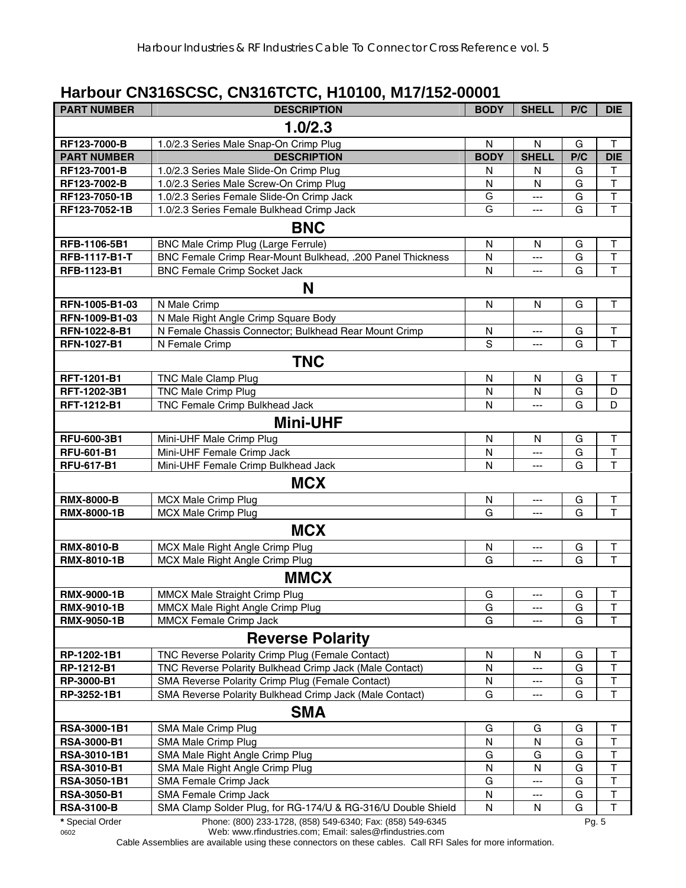## Harbour CN316SCSC, CN316TCTC, H10100, M17/152-00001

| PART NUMBER | DESCRIPTION | BODY | SHELL | P/C | DIE |
|---|---|---|---|---|---|
| **1.0/2.3** | | | | | |
| **RF123-7000-B** | 1.0/2.3 Series Male Snap-On Crimp Plug | N | N | G | T |
| **PART NUMBER** | **DESCRIPTION** | **BODY** | **SHELL** | **P/C** | **DIE** |
| **RF123-7001-B** | 1.0/2.3 Series Male Slide-On Crimp Plug | N | N | G | T |
| **RF123-7002-B** | 1.0/2.3 Series Male Screw-On Crimp Plug | N | N | G | T |
| **RF123-7050-1B** | 1.0/2.3 Series Female Slide-On Crimp Jack | G | --- | G | T |
| **RF123-7052-1B** | 1.0/2.3 Series Female Bulkhead Crimp Jack | G | --- | G | T |
| **BNC** | | | | | |
| **RFB-1106-5B1** | BNC Male Crimp Plug (Large Ferrule) | N | N | G | T |
| **RFB-1117-B1-T** | BNC Female Crimp Rear-Mount Bulkhead, .200 Panel Thickness | N | --- | G | T |
| **RFB-1123-B1** | BNC Female Crimp Socket Jack | N | --- | G | T |
| **N** | | | | | |
| **RFN-1005-B1-03** | N Male Crimp | N | N | G | T |
| **RFN-1009-B1-03** | N Male Right Angle Crimp Square Body | | | | |
| **RFN-1022-8-B1** | N Female Chassis Connector; Bulkhead Rear Mount Crimp | N | --- | G | T |
| **RFN-1027-B1** | N Female Crimp | S | --- | G | T |
| **TNC** | | | | | |
| **RFT-1201-B1** | TNC Male Clamp Plug | N | N | G | T |
| **RFT-1202-3B1** | TNC Male Crimp Plug | N | N | G | D |
| **RFT-1212-B1** | TNC Female Crimp Bulkhead Jack | N | --- | G | D |
| **Mini-UHF** | | | | | |
| **RFU-600-3B1** | Mini-UHF Male Crimp Plug | N | N | G | T |
| **RFU-601-B1** | Mini-UHF Female Crimp Jack | N | --- | G | T |
| **RFU-617-B1** | Mini-UHF Female Crimp Bulkhead Jack | N | --- | G | T |
| **MCX** | | | | | |
| **RMX-8000-B** | MCX Male Crimp Plug | N | --- | G | T |
| **RMX-8000-1B** | MCX Male Crimp Plug | G | --- | G | T |
| **MCX** | | | | | |
| **RMX-8010-B** | MCX Male Right Angle Crimp Plug | N | --- | G | T |
| **RMX-8010-1B** | MCX Male Right Angle Crimp Plug | G | --- | G | T |
| **MMCX** | | | | | |
| **RMX-9000-1B** | MMCX Male Straight Crimp Plug | G | --- | G | T |
| **RMX-9010-1B** | MMCX Male Right Angle Crimp Plug | G | --- | G | T |
| **RMX-9050-1B** | MMCX Female Crimp Jack | G | --- | G | T |
| **Reverse Polarity** | | | | | |
| **RP-1202-1B1** | TNC Reverse Polarity Crimp Plug (Female Contact) | N | N | G | T |
| **RP-1212-B1** | TNC Reverse Polarity Bulkhead Crimp Jack (Male Contact) | N | --- | G | T |
| **RP-3000-B1** | SMA Reverse Polarity Crimp Plug (Female Contact) | N | --- | G | T |
| **RP-3252-1B1** | SMA Reverse Polarity Bulkhead Crimp Jack (Male Contact) | G | --- | G | T |
| **SMA** | | | | | |
| **RSA-3000-1B1** | SMA Male Crimp Plug | G | G | G | T |
| **RSA-3000-B1** | SMA Male Crimp Plug | N | N | G | T |
| **RSA-3010-1B1** | SMA Male Right Angle Crimp Plug | G | G | G | T |
| **RSA-3010-B1** | SMA Male Right Angle Crimp Plug | N | N | G | T |
| **RSA-3050-1B1** | SMA Female Crimp Jack | G | --- | G | T |
| **RSA-3050-B1** | SMA Female Crimp Jack | N | --- | G | T |
| **RSA-3100-B** | SMA Clamp Solder Plug, for RG-174/U & RG-316/U Double Shield | N | N | G | T |

**\*** Special Order

Phone: (800) 233-1728, (858) 549-6340; Fax: (858) 549-6345
Web: www.rfindustries.com; Email: sales@rfindustries.com

Cable Assemblies are available using these connectors on these cables. Call RFI Sales for more information.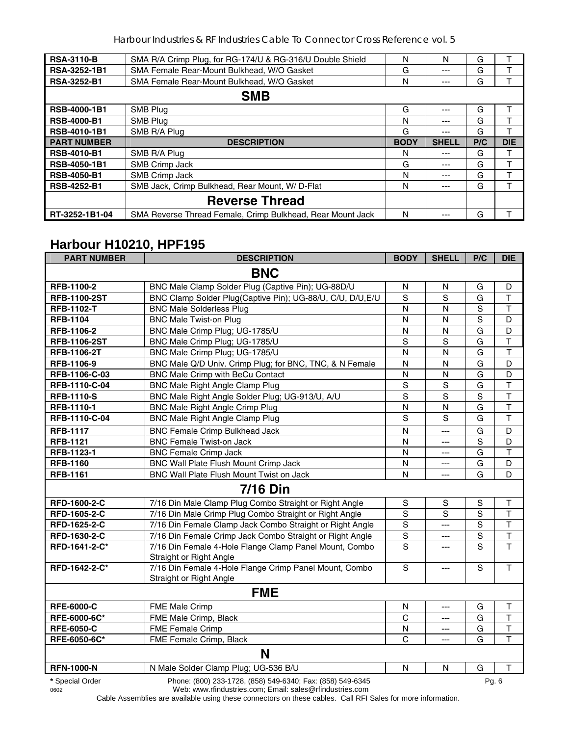| PART NUMBER | DESCRIPTION | BODY | SHELL | P/C | DIE |
|---|---|---|---|---|---|
| RSA-3110-B | SMA R/A Crimp Plug, for RG-174/U & RG-316/U Double Shield | N | N | G | T |
| RSA-3252-1B1 | SMA Female Rear-Mount Bulkhead, W/O Gasket | G | --- | G | T |
| RSA-3252-B1 | SMA Female Rear-Mount Bulkhead, W/O Gasket | N | --- | G | T |
| | **SMB** | | | | |
| RSB-4000-1B1 | SMB Plug | G | --- | G | T |
| RSB-4000-B1 | SMB Plug | N | --- | G | T |
| RSB-4010-1B1 | SMB R/A Plug | G | --- | G | T |
| RSB-4010-B1 | SMB R/A Plug | N | --- | G | T |
| RSB-4050-1B1 | SMB Crimp Jack | G | --- | G | T |
| RSB-4050-B1 | SMB Crimp Jack | N | --- | G | T |
| RSB-4252-B1 | SMB Jack, Crimp Bulkhead, Rear Mount, W/ D-Flat | N | --- | G | T |
| | **Reverse Thread** | | | | |
| RT-3252-1B1-04 | SMA Reverse Thread Female, Crimp Bulkhead, Rear Mount Jack | N | --- | G | T |

## Harbour H10210, HPF195

| PART NUMBER | DESCRIPTION | BODY | SHELL | P/C | DIE |
|---|---|---|---|---|---|
| | **BNC** | | | | |
| RFB-1100-2 | BNC Male Clamp Solder Plug (Captive Pin); UG-88D/U | N | N | G | D |
| RFB-1100-2ST | BNC Clamp Solder Plug(Captive Pin); UG-88/U, C/U, D/U,E/U | S | S | G | T |
| RFB-1102-T | BNC Male Solderless Plug | N | N | S | T |
| RFB-1104 | BNC Male Twist-on Plug | N | N | S | D |
| RFB-1106-2 | BNC Male Crimp Plug; UG-1785/U | N | N | G | D |
| RFB-1106-2ST | BNC Male Crimp Plug; UG-1785/U | S | S | G | T |
| RFB-1106-2T | BNC Male Crimp Plug; UG-1785/U | N | N | G | T |
| RFB-1106-9 | BNC Male Q/D Univ. Crimp Plug; for BNC, TNC, & N Female | N | N | G | D |
| RFB-1106-C-03 | BNC Male Crimp with BeCu Contact | N | N | G | D |
| RFB-1110-C-04 | BNC Male Right Angle Clamp Plug | S | S | G | T |
| RFB-1110-S | BNC Male Right Angle Solder Plug; UG-913/U, A/U | S | S | S | T |
| RFB-1110-1 | BNC Male Right Angle Crimp Plug | N | N | G | T |
| RFB-1110-C-04 | BNC Male Right Angle Clamp Plug | S | S | G | T |
| RFB-1117 | BNC Female Crimp Bulkhead Jack | N | --- | G | D |
| RFB-1121 | BNC Female Twist-on Jack | N | --- | S | D |
| RFB-1123-1 | BNC Female Crimp Jack | N | --- | G | T |
| RFB-1160 | BNC Wall Plate Flush Mount Crimp Jack | N | --- | G | D |
| RFB-1161 | BNC Wall Plate Flush Mount Twist on Jack | N | --- | G | D |
| | **7/16 Din** | | | | |
| RFD-1600-2-C | 7/16 Din Male Clamp Plug Combo Straight or Right Angle | S | S | S | T |
| RFD-1605-2-C | 7/16 Din Male Crimp Plug Combo Straight or Right Angle | S | S | S | T |
| RFD-1625-2-C | 7/16 Din Female Clamp Jack Combo Straight or Right Angle | S | --- | S | T |
| RFD-1630-2-C | 7/16 Din Female Crimp Jack Combo Straight or Right Angle | S | --- | S | T |
| RFD-1641-2-C* | 7/16 Din Female 4-Hole Flange Clamp Panel Mount, Combo Straight or Right Angle | S | --- | S | T |
| RFD-1642-2-C* | 7/16 Din Female 4-Hole Flange Crimp Panel Mount, Combo Straight or Right Angle | S | --- | S | T |
| | **FME** | | | | |
| RFE-6000-C | FME Male Crimp | N | --- | G | T |
| RFE-6000-6C* | FME Male Crimp, Black | C | --- | G | T |
| RFE-6050-C | FME Female Crimp | N | --- | G | T |
| RFE-6050-6C* | FME Female Crimp, Black | C | --- | G | T |
| | **N** | | | | |
| RFN-1000-N | N Male Solder Clamp Plug; UG-536 B/U | N | N | G | T |

**\*** Special Order

Phone: (800) 233-1728, (858) 549-6340; Fax: (858) 549-6345
Web: www.rfindustries.com; Email: sales@rfindustries.com

Cable Assemblies are available using these connectors on these cables. Call RFI Sales for more information.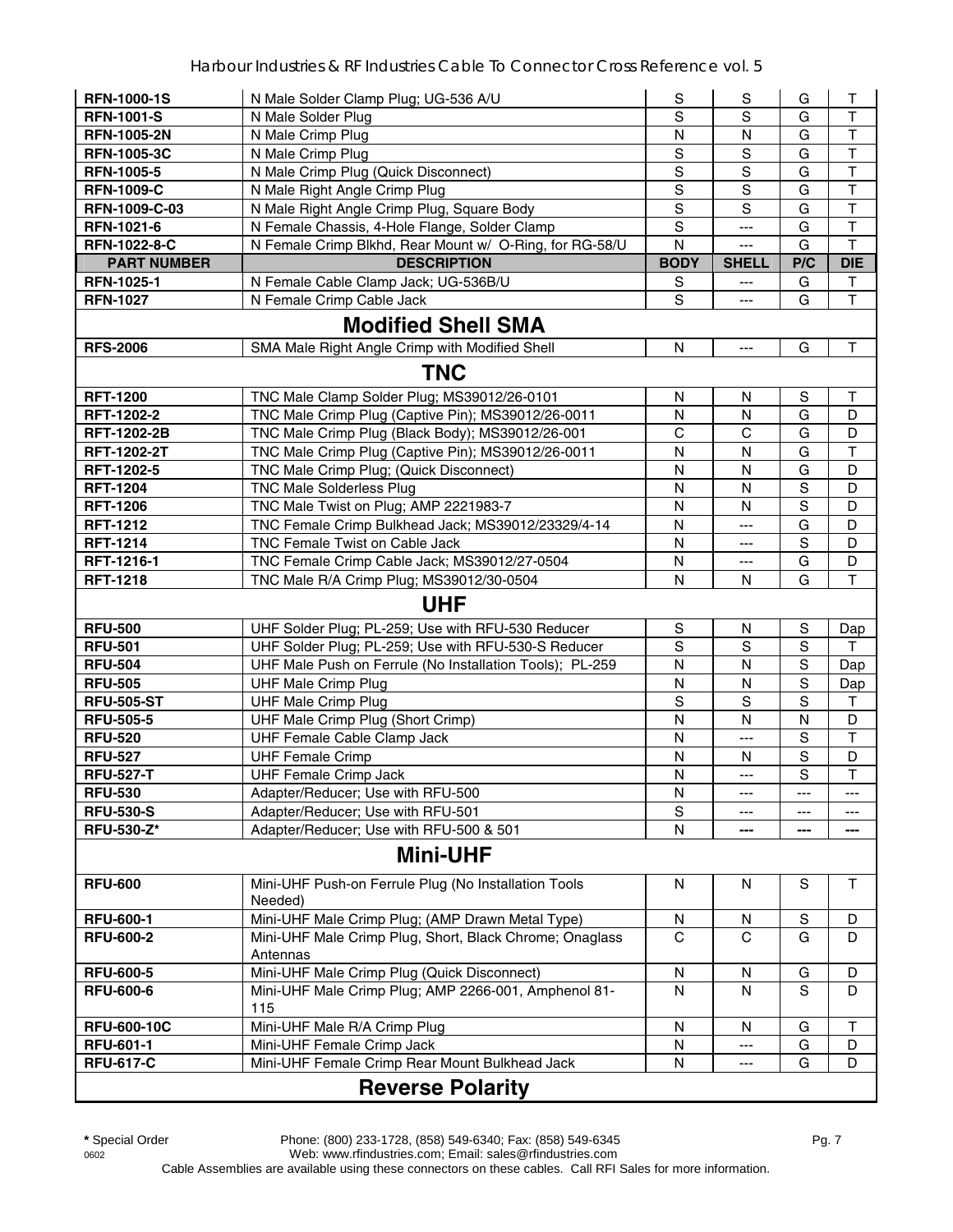| RFN-1000-1S | N Male Solder Clamp Plug; UG-536 A/U | S | S | G | T |
|---|---|---|---|---|---|
| RFN-1001-S | N Male Solder Plug | S | S | G | T |
| RFN-1005-2N | N Male Crimp Plug | N | N | G | T |
| RFN-1005-3C | N Male Crimp Plug | S | S | G | T |
| RFN-1005-5 | N Male Crimp Plug (Quick Disconnect) | S | S | G | T |
| RFN-1009-C | N Male Right Angle Crimp Plug | S | S | G | T |
| RFN-1009-C-03 | N Male Right Angle Crimp Plug, Square Body | S | S | G | T |
| RFN-1021-6 | N Female Chassis, 4-Hole Flange, Solder Clamp | S | --- | G | T |
| RFN-1022-8-C | N Female Crimp Blkhd, Rear Mount w/ O-Ring, for RG-58/U | N | --- | G | T |
| **PART NUMBER** | **DESCRIPTION** | **BODY** | **SHELL** | **P/C** | **DIE** |
| RFN-1025-1 | N Female Cable Clamp Jack; UG-536B/U | S | --- | G | T |
| RFN-1027 | N Female Crimp Cable Jack | S | --- | G | T |
| | **Modified Shell SMA** | | | | |
| RFS-2006 | SMA Male Right Angle Crimp with Modified Shell | N | --- | G | T |
| | **TNC** | | | | |
| RFT-1200 | TNC Male Clamp Solder Plug; MS39012/26-0101 | N | N | S | T |
| RFT-1202-2 | TNC Male Crimp Plug (Captive Pin); MS39012/26-0011 | N | N | G | D |
| RFT-1202-2B | TNC Male Crimp Plug (Black Body); MS39012/26-001 | C | C | G | D |
| RFT-1202-2T | TNC Male Crimp Plug (Captive Pin); MS39012/26-0011 | N | N | G | T |
| RFT-1202-5 | TNC Male Crimp Plug; (Quick Disconnect) | N | N | G | D |
| RFT-1204 | TNC Male Solderless Plug | N | N | S | D |
| RFT-1206 | TNC Male Twist on Plug; AMP 2221983-7 | N | N | S | D |
| RFT-1212 | TNC Female Crimp Bulkhead Jack; MS39012/23329/4-14 | N | --- | G | D |
| RFT-1214 | TNC Female Twist on Cable Jack | N | --- | S | D |
| RFT-1216-1 | TNC Female Crimp Cable Jack; MS39012/27-0504 | N | --- | G | D |
| RFT-1218 | TNC Male R/A Crimp Plug; MS39012/30-0504 | N | N | G | T |
| | **UHF** | | | | |
| RFU-500 | UHF Solder Plug; PL-259; Use with RFU-530 Reducer | S | N | S | Dap |
| RFU-501 | UHF Solder Plug; PL-259; Use with RFU-530-S Reducer | S | S | S | T |
| RFU-504 | UHF Male Push on Ferrule (No Installation Tools); PL-259 | N | N | S | Dap |
| RFU-505 | UHF Male Crimp Plug | N | N | S | Dap |
| RFU-505-ST | UHF Male Crimp Plug | S | S | S | T |
| RFU-505-5 | UHF Male Crimp Plug (Short Crimp) | N | N | N | D |
| RFU-520 | UHF Female Cable Clamp Jack | N | --- | S | T |
| RFU-527 | UHF Female Crimp | N | N | S | D |
| RFU-527-T | UHF Female Crimp Jack | N | --- | S | T |
| RFU-530 | Adapter/Reducer; Use with RFU-500 | N | --- | --- | --- |
| RFU-530-S | Adapter/Reducer; Use with RFU-501 | S | --- | --- | --- |
| RFU-530-Z* | Adapter/Reducer; Use with RFU-500 & 501 | N | --- | --- | --- |
| | **Mini-UHF** | | | | |
| RFU-600 | Mini-UHF Push-on Ferrule Plug (No Installation Tools Needed) | N | N | S | T |
| RFU-600-1 | Mini-UHF Male Crimp Plug; (AMP Drawn Metal Type) | N | N | S | D |
| RFU-600-2 | Mini-UHF Male Crimp Plug, Short, Black Chrome; Onaglass Antennas | C | C | G | D |
| RFU-600-5 | Mini-UHF Male Crimp Plug (Quick Disconnect) | N | N | G | D |
| RFU-600-6 | Mini-UHF Male Crimp Plug; AMP 2266-001, Amphenol 81-115 | N | N | S | D |
| RFU-600-10C | Mini-UHF Male R/A Crimp Plug | N | N | G | T |
| RFU-601-1 | Mini-UHF Female Crimp Jack | N | --- | G | D |
| RFU-617-C | Mini-UHF Female Crimp Rear Mount Bulkhead Jack | N | --- | G | D |
| | **Reverse Polarity** | | | | |

**\*** Special Order

Cable Assemblies are available using these connectors on these cables. Call RFI Sales for more information.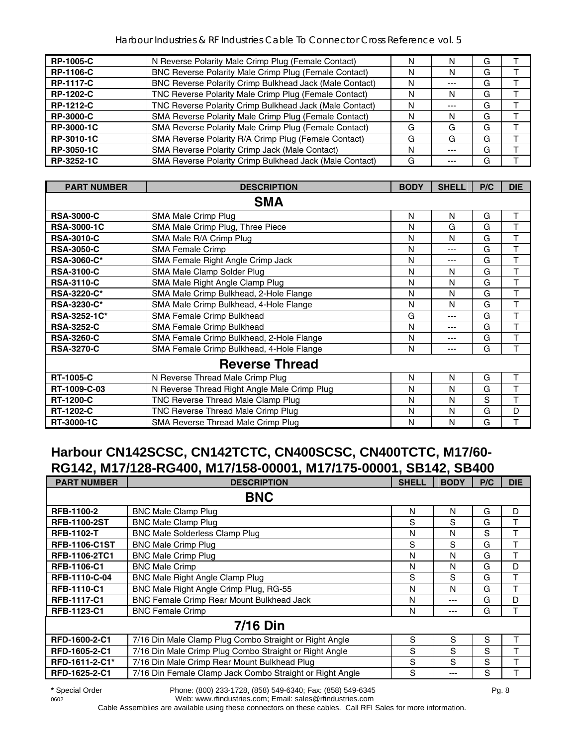| RP-1005-C | N Reverse Polarity Male Crimp Plug (Female Contact) | N | N | G | T |
|---|---|---|---|---|---|
| RP-1106-C | BNC Reverse Polarity Male Crimp Plug (Female Contact) | N | N | G | T |
| RP-1117-C | BNC Reverse Polarity Crimp Bulkhead Jack (Male Contact) | N | --- | G | T |
| RP-1202-C | TNC Reverse Polarity Male Crimp Plug (Female Contact) | N | N | G | T |
| RP-1212-C | TNC Reverse Polarity Crimp Bulkhead Jack (Male Contact) | N | --- | G | T |
| RP-3000-C | SMA Reverse Polarity Male Crimp Plug (Female Contact) | N | N | G | T |
| RP-3000-1C | SMA Reverse Polarity Male Crimp Plug (Female Contact) | G | G | G | T |
| RP-3010-1C | SMA Reverse Polarity R/A Crimp Plug (Female Contact) | G | G | G | T |
| RP-3050-1C | SMA Reverse Polarity Crimp Jack (Male Contact) | N | --- | G | T |
| RP-3252-1C | SMA Reverse Polarity Crimp Bulkhead Jack (Male Contact) | G | --- | G | T |

| PART NUMBER | DESCRIPTION | BODY | SHELL | P/C | DIE |
|---|---|---|---|---|---|
| **SMA** | | | | | |
| RSA-3000-C | SMA Male Crimp Plug | N | N | G | T |
| RSA-3000-1C | SMA Male Crimp Plug, Three Piece | N | G | G | T |
| RSA-3010-C | SMA Male R/A Crimp Plug | N | N | G | T |
| RSA-3050-C | SMA Female Crimp | N | --- | G | T |
| RSA-3060-C* | SMA Female Right Angle Crimp Jack | N | --- | G | T |
| RSA-3100-C | SMA Male Clamp Solder Plug | N | N | G | T |
| RSA-3110-C | SMA Male Right Angle Clamp Plug | N | N | G | T |
| RSA-3220-C* | SMA Male Crimp Bulkhead, 2-Hole Flange | N | N | G | T |
| RSA-3230-C* | SMA Male Crimp Bulkhead, 4-Hole Flange | N | N | G | T |
| RSA-3252-1C* | SMA Female Crimp Bulkhead | G | --- | G | T |
| RSA-3252-C | SMA Female Crimp Bulkhead | N | --- | G | T |
| RSA-3260-C | SMA Female Crimp Bulkhead, 2-Hole Flange | N | --- | G | T |
| RSA-3270-C | SMA Female Crimp Bulkhead, 4-Hole Flange | N | --- | G | T |
| **Reverse Thread** | | | | | |
| RT-1005-C | N Reverse Thread Male Crimp Plug | N | N | G | T |
| RT-1009-C-03 | N Reverse Thread Right Angle Male Crimp Plug | N | N | G | T |
| RT-1200-C | TNC Reverse Thread Male Clamp Plug | N | N | S | T |
| RT-1202-C | TNC Reverse Thread Male Crimp Plug | N | N | G | D |
| RT-3000-1C | SMA Reverse Thread Male Crimp Plug | N | N | G | T |

## Harbour CN142SCSC, CN142TCTC, CN400SCSC, CN400TCTC, M17/60-RG142, M17/128-RG400, M17/158-00001, M17/175-00001, SB142, SB400

| PART NUMBER | DESCRIPTION | SHELL | BODY | P/C | DIE |
|---|---|---|---|---|---|
| **BNC** | | | | | |
| RFB-1100-2 | BNC Male Clamp Plug | N | N | G | D |
| RFB-1100-2ST | BNC Male Clamp Plug | S | S | G | T |
| RFB-1102-T | BNC Male Solderless Clamp Plug | N | N | S | T |
| RFB-1106-C1ST | BNC Male Crimp Plug | S | S | G | T |
| RFB-1106-2TC1 | BNC Male Crimp Plug | N | N | G | T |
| RFB-1106-C1 | BNC Male Crimp | N | N | G | D |
| RFB-1110-C-04 | BNC Male Right Angle Clamp Plug | S | S | G | T |
| RFB-1110-C1 | BNC Male Right Angle Crimp Plug, RG-55 | N | N | G | T |
| RFB-1117-C1 | BNC Female Crimp Rear Mount Bulkhead Jack | N | --- | G | D |
| RFB-1123-C1 | BNC Female Crimp | N | --- | G | T |
| **7/16 Din** | | | | | |
| RFD-1600-2-C1 | 7/16 Din Male Clamp Plug Combo Straight or Right Angle | S | S | S | T |
| RFD-1605-2-C1 | 7/16 Din Male Crimp Plug Combo Straight or Right Angle | S | S | S | T |
| RFD-1611-2-C1* | 7/16 Din Male Crimp Rear Mount Bulkhead Plug | S | S | S | T |
| RFD-1625-2-C1 | 7/16 Din Female Clamp Jack Combo Straight or Right Angle | S | --- | S | T |

**\*** Special Order Phone: (800) 233-1728, (858) 549-6340; Fax: (858) 549-6345

0602 Web: www.rfindustries.com; Email: sales@rfindustries.com

Cable Assemblies are available using these connectors on these cables. Call RFI Sales for more information.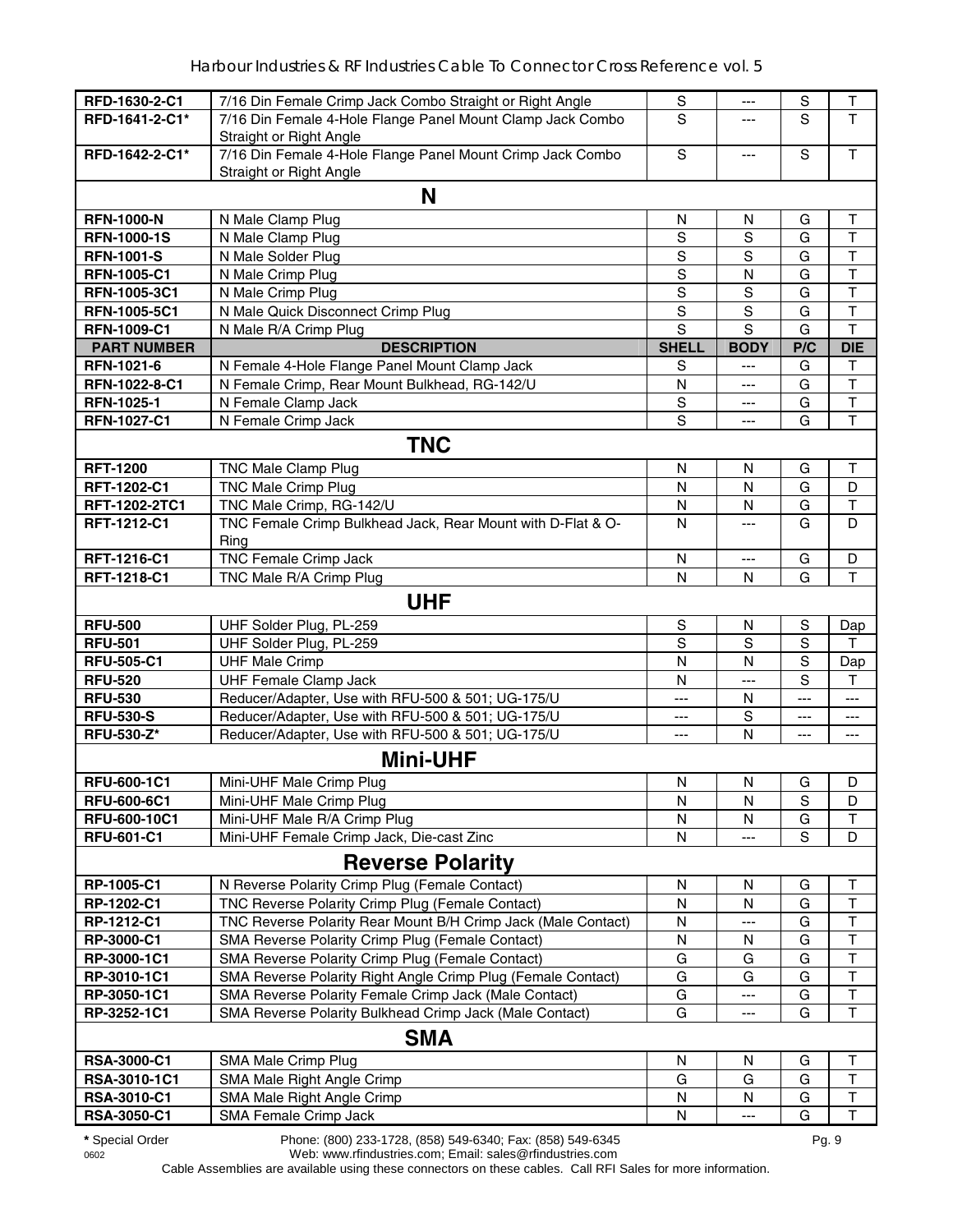| | | | | | |
|---|---|---|---|---|---|
| **RFD-1630-2-C1** | 7/16 Din Female Crimp Jack Combo Straight or Right Angle | S | --- | S | T |
| **RFD-1641-2-C1*** | 7/16 Din Female 4-Hole Flange Panel Mount Clamp Jack Combo Straight or Right Angle | S | --- | S | T |
| **RFD-1642-2-C1*** | 7/16 Din Female 4-Hole Flange Panel Mount Crimp Jack Combo Straight or Right Angle | S | --- | S | T |
| | **N** | | | | |
| **RFN-1000-N** | N Male Clamp Plug | N | N | G | T |
| **RFN-1000-1S** | N Male Clamp Plug | S | S | G | T |
| **RFN-1001-S** | N Male Solder Plug | S | S | G | T |
| **RFN-1005-C1** | N Male Crimp Plug | S | N | G | T |
| **RFN-1005-3C1** | N Male Crimp Plug | S | S | G | T |
| **RFN-1005-5C1** | N Male Quick Disconnect Crimp Plug | S | S | G | T |
| **RFN-1009-C1** | N Male R/A Crimp Plug | S | S | G | T |
| **PART NUMBER** | **DESCRIPTION** | **SHELL** | **BODY** | **P/C** | **DIE** |
| **RFN-1021-6** | N Female 4-Hole Flange Panel Mount Clamp Jack | S | --- | G | T |
| **RFN-1022-8-C1** | N Female Crimp, Rear Mount Bulkhead, RG-142/U | N | --- | G | T |
| **RFN-1025-1** | N Female Clamp Jack | S | --- | G | T |
| **RFN-1027-C1** | N Female Crimp Jack | S | --- | G | T |
| | **TNC** | | | | |
| **RFT-1200** | TNC Male Clamp Plug | N | N | G | T |
| **RFT-1202-C1** | TNC Male Crimp Plug | N | N | G | D |
| **RFT-1202-2TC1** | TNC Male Crimp, RG-142/U | N | N | G | T |
| **RFT-1212-C1** | TNC Female Crimp Bulkhead Jack, Rear Mount with D-Flat & O-Ring | N | --- | G | D |
| **RFT-1216-C1** | TNC Female Crimp Jack | N | --- | G | D |
| **RFT-1218-C1** | TNC Male R/A Crimp Plug | N | N | G | T |
| | **UHF** | | | | |
| **RFU-500** | UHF Solder Plug, PL-259 | S | N | S | Dap |
| **RFU-501** | UHF Solder Plug, PL-259 | S | S | S | T |
| **RFU-505-C1** | UHF Male Crimp | N | N | S | Dap |
| **RFU-520** | UHF Female Clamp Jack | N | --- | S | T |
| **RFU-530** | Reducer/Adapter, Use with RFU-500 & 501; UG-175/U | --- | N | --- | --- |
| **RFU-530-S** | Reducer/Adapter, Use with RFU-500 & 501; UG-175/U | --- | S | --- | --- |
| **RFU-530-Z*** | Reducer/Adapter, Use with RFU-500 & 501; UG-175/U | --- | N | --- | --- |
| | **Mini-UHF** | | | | |
| **RFU-600-1C1** | Mini-UHF Male Crimp Plug | N | N | G | D |
| **RFU-600-6C1** | Mini-UHF Male Crimp Plug | N | N | S | D |
| **RFU-600-10C1** | Mini-UHF Male R/A Crimp Plug | N | N | G | T |
| **RFU-601-C1** | Mini-UHF Female Crimp Jack, Die-cast Zinc | N | --- | S | D |
| | **Reverse Polarity** | | | | |
| **RP-1005-C1** | N Reverse Polarity Crimp Plug (Female Contact) | N | N | G | T |
| **RP-1202-C1** | TNC Reverse Polarity Crimp Plug (Female Contact) | N | N | G | T |
| **RP-1212-C1** | TNC Reverse Polarity Rear Mount B/H Crimp Jack (Male Contact) | N | --- | G | T |
| **RP-3000-C1** | SMA Reverse Polarity Crimp Plug (Female Contact) | N | N | G | T |
| **RP-3000-1C1** | SMA Reverse Polarity Crimp Plug (Female Contact) | G | G | G | T |
| **RP-3010-1C1** | SMA Reverse Polarity Right Angle Crimp Plug (Female Contact) | G | G | G | T |
| **RP-3050-1C1** | SMA Reverse Polarity Female Crimp Jack (Male Contact) | G | --- | G | T |
| **RP-3252-1C1** | SMA Reverse Polarity Bulkhead Crimp Jack (Male Contact) | G | --- | G | T |
| | **SMA** | | | | |
| **RSA-3000-C1** | SMA Male Crimp Plug | N | N | G | T |
| **RSA-3010-1C1** | SMA Male Right Angle Crimp | G | G | G | T |
| **RSA-3010-C1** | SMA Male Right Angle Crimp | N | N | G | T |
| **RSA-3050-C1** | SMA Female Crimp Jack | N | --- | G | T |

**\*** Special Order Phone: (800) 233-1728, (858) 549-6340; Fax: (858) 549-6345
Web: www.rfindustries.com; Email: sales@rfindustries.com
Cable Assemblies are available using these connectors on these cables. Call RFI Sales for more information.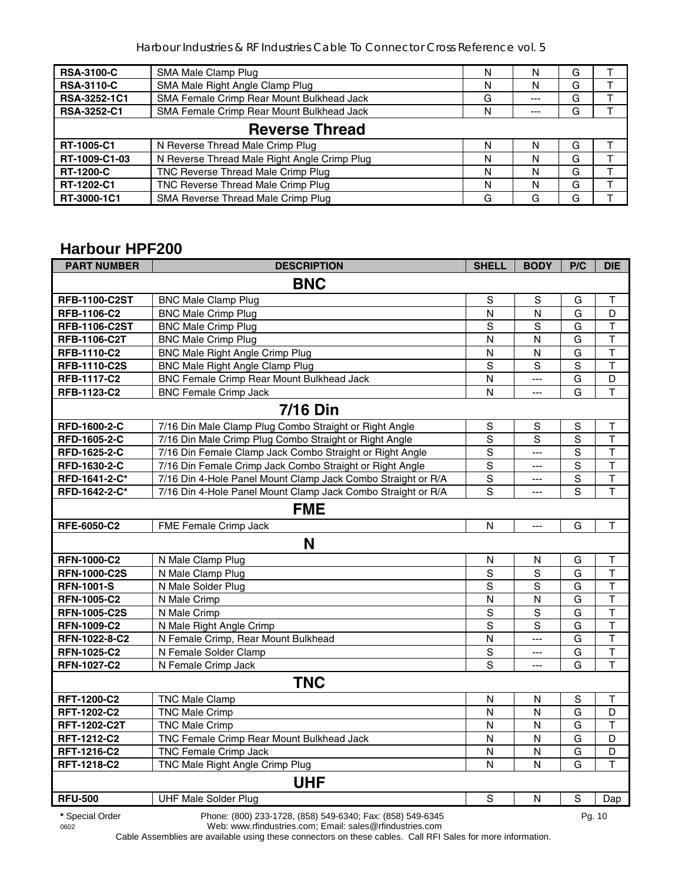| | | | | | |
|---|---|---|---|---|---|
| **RSA-3100-C** | SMA Male Clamp Plug | N | N | G | T |
| **RSA-3110-C** | SMA Male Right Angle Clamp Plug | N | N | G | T |
| **RSA-3252-1C1** | SMA Female Crimp Rear Mount Bulkhead Jack | G | --- | G | T |
| **RSA-3252-C1** | SMA Female Crimp Rear Mount Bulkhead Jack | N | --- | G | T |
| | **Reverse Thread** | | | | |
| **RT-1005-C1** | N Reverse Thread Male Crimp Plug | N | N | G | T |
| **RT-1009-C1-03** | N Reverse Thread Male Right Angle Crimp Plug | N | N | G | T |
| **RT-1200-C** | TNC Reverse Thread Male Crimp Plug | N | N | G | T |
| **RT-1202-C1** | TNC Reverse Thread Male Crimp Plug | N | N | G | T |
| **RT-3000-1C1** | SMA Reverse Thread Male Crimp Plug | G | G | G | T |

## Harbour HPF200

| PART NUMBER | DESCRIPTION | SHELL | BODY | P/C | DIE |
|---|---|---|---|---|---|
| | **BNC** | | | | |
| **RFB-1100-C2ST** | BNC Male Clamp Plug | S | S | G | T |
| **RFB-1106-C2** | BNC Male Crimp Plug | N | N | G | D |
| **RFB-1106-C2ST** | BNC Male Crimp Plug | S | S | G | T |
| **RFB-1106-C2T** | BNC Male Crimp Plug | N | N | G | T |
| **RFB-1110-C2** | BNC Male Right Angle Crimp Plug | N | N | G | T |
| **RFB-1110-C2S** | BNC Male Right Angle Clamp Plug | S | S | S | T |
| **RFB-1117-C2** | BNC Female Crimp Rear Mount Bulkhead Jack | N | --- | G | D |
| **RFB-1123-C2** | BNC Female Crimp Jack | N | --- | G | T |
| | **7/16 Din** | | | | |
| **RFD-1600-2-C** | 7/16 Din Male Clamp Plug Combo Straight or Right Angle | S | S | S | T |
| **RFD-1605-2-C** | 7/16 Din Male Crimp Plug Combo Straight or Right Angle | S | S | S | T |
| **RFD-1625-2-C** | 7/16 Din Female Clamp Jack Combo Straight or Right Angle | S | --- | S | T |
| **RFD-1630-2-C** | 7/16 Din Female Crimp Jack Combo Straight or Right Angle | S | --- | S | T |
| **RFD-1641-2-C*** | 7/16 Din 4-Hole Panel Mount Clamp Jack Combo Straight or R/A | S | --- | S | T |
| **RFD-1642-2-C*** | 7/16 Din 4-Hole Panel Mount Clamp Jack Combo Straight or R/A | S | --- | S | T |
| | **FME** | | | | |
| **RFE-6050-C2** | FME Female Crimp Jack | N | --- | G | T |
| | **N** | | | | |
| **RFN-1000-C2** | N Male Clamp Plug | N | N | G | T |
| **RFN-1000-C2S** | N Male Clamp Plug | S | S | G | T |
| **RFN-1001-S** | N Male Solder Plug | S | S | G | T |
| **RFN-1005-C2** | N Male Crimp | N | N | G | T |
| **RFN-1005-C2S** | N Male Crimp | S | S | G | T |
| **RFN-1009-C2** | N Male Right Angle Crimp | S | S | G | T |
| **RFN-1022-8-C2** | N Female Crimp, Rear Mount Bulkhead | N | --- | G | T |
| **RFN-1025-C2** | N Female Solder Clamp | S | --- | G | T |
| **RFN-1027-C2** | N Female Crimp Jack | S | --- | G | T |
| | **TNC** | | | | |
| **RFT-1200-C2** | TNC Male Clamp | N | N | S | T |
| **RFT-1202-C2** | TNC Male Crimp | N | N | G | D |
| **RFT-1202-C2T** | TNC Male Crimp | N | N | G | T |
| **RFT-1212-C2** | TNC Female Crimp Rear Mount Bulkhead Jack | N | N | G | D |
| **RFT-1216-C2** | TNC Female Crimp Jack | N | N | G | D |
| **RFT-1218-C2** | TNC Male Right Angle Crimp Plug | N | N | G | T |
| | **UHF** | | | | |
| **RFU-500** | UHF Male Solder Plug | S | N | S | Dap |

**\*** Special Order

Phone: (800) 233-1728, (858) 549-6340; Fax: (858) 549-6345
Web: www.rfindustries.com; Email: sales@rfindustries.com

Cable Assemblies are available using these connectors on these cables. Call RFI Sales for more information.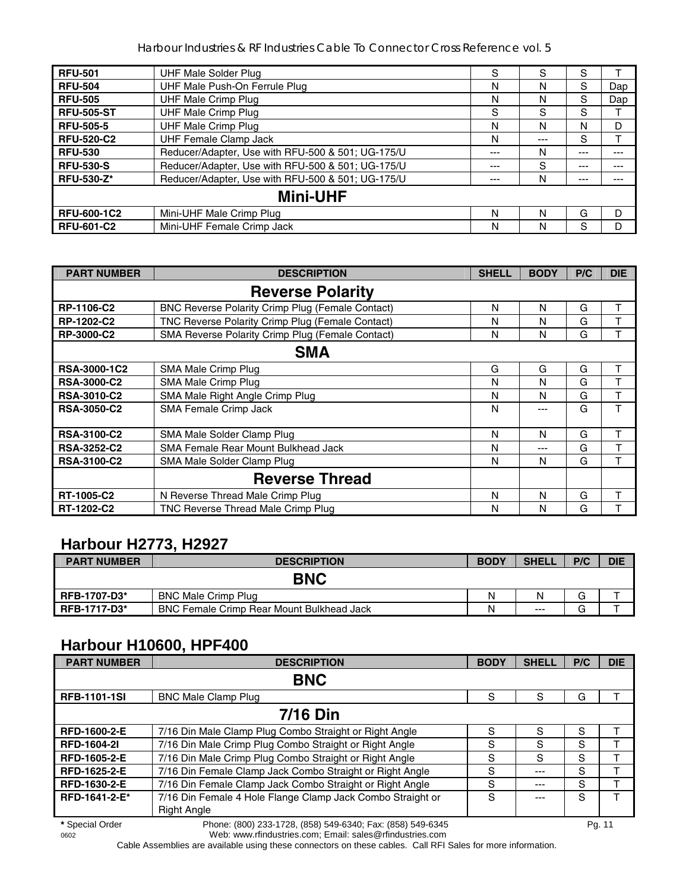| RFU-501 | UHF Male Solder Plug | S | S | S | T |
|---|---|---|---|---|---|
| RFU-504 | UHF Male Push-On Ferrule Plug | N | N | S | Dap |
| RFU-505 | UHF Male Crimp Plug | N | N | S | Dap |
| RFU-505-ST | UHF Male Crimp Plug | S | S | S | T |
| RFU-505-5 | UHF Male Crimp Plug | N | N | N | D |
| RFU-520-C2 | UHF Female Clamp Jack | N | --- | S | T |
| RFU-530 | Reducer/Adapter, Use with RFU-500 & 501; UG-175/U | --- | N | --- | --- |
| RFU-530-S | Reducer/Adapter, Use with RFU-500 & 501; UG-175/U | --- | S | --- | --- |
| RFU-530-Z* | Reducer/Adapter, Use with RFU-500 & 501; UG-175/U | --- | N | --- | --- |
| **Mini-UHF** | | | | | |
| RFU-600-1C2 | Mini-UHF Male Crimp Plug | N | N | G | D |
| RFU-601-C2 | Mini-UHF Female Crimp Jack | N | N | S | D |

| PART NUMBER | DESCRIPTION | SHELL | BODY | P/C | DIE |
|---|---|---|---|---|---|
| **Reverse Polarity** | | | | | |
| RP-1106-C2 | BNC Reverse Polarity Crimp Plug (Female Contact) | N | N | G | T |
| RP-1202-C2 | TNC Reverse Polarity Crimp Plug (Female Contact) | N | N | G | T |
| RP-3000-C2 | SMA Reverse Polarity Crimp Plug (Female Contact) | N | N | G | T |
| **SMA** | | | | | |
| RSA-3000-1C2 | SMA Male Crimp Plug | G | G | G | T |
| RSA-3000-C2 | SMA Male Crimp Plug | N | N | G | T |
| RSA-3010-C2 | SMA Male Right Angle Crimp Plug | N | N | G | T |
| RSA-3050-C2 | SMA Female Crimp Jack | N | --- | G | T |
| RSA-3100-C2 | SMA Male Solder Clamp Plug | N | N | G | T |
| RSA-3252-C2 | SMA Female Rear Mount Bulkhead Jack | N | --- | G | T |
| RSA-3100-C2 | SMA Male Solder Clamp Plug | N | N | G | T |
| | **Reverse Thread** | | | | |
| RT-1005-C2 | N Reverse Thread Male Crimp Plug | N | N | G | T |
| RT-1202-C2 | TNC Reverse Thread Male Crimp Plug | N | N | G | T |

## Harbour H2773, H2927

| PART NUMBER | DESCRIPTION | BODY | SHELL | P/C | DIE |
|---|---|---|---|---|---|
| **BNC** | | | | | |
| RFB-1707-D3* | BNC Male Crimp Plug | N | N | G | T |
| RFB-1717-D3* | BNC Female Crimp Rear Mount Bulkhead Jack | N | --- | G | T |

## Harbour H10600, HPF400

| PART NUMBER | DESCRIPTION | BODY | SHELL | P/C | DIE |
|---|---|---|---|---|---|
| **BNC** | | | | | |
| RFB-1101-1SI | BNC Male Clamp Plug | S | S | G | T |
| **7/16 Din** | | | | | |
| RFD-1600-2-E | 7/16 Din Male Clamp Plug Combo Straight or Right Angle | S | S | S | T |
| RFD-1604-2I | 7/16 Din Male Crimp Plug Combo Straight or Right Angle | S | S | S | T |
| RFD-1605-2-E | 7/16 Din Male Crimp Plug Combo Straight or Right Angle | S | S | S | T |
| RFD-1625-2-E | 7/16 Din Female Clamp Jack Combo Straight or Right Angle | S | --- | S | T |
| RFD-1630-2-E | 7/16 Din Female Clamp Jack Combo Straight or Right Angle | S | --- | S | T |
| RFD-1641-2-E* | 7/16 Din Female 4 Hole Flange Clamp Jack Combo Straight or Right Angle | S | --- | S | T |

* Special Order

Phone: (800) 233-1728, (858) 549-6340; Fax: (858) 549-6345
Web: www.rfindustries.com; Email: sales@rfindustries.com

Cable Assemblies are available using these connectors on these cables. Call RFI Sales for more information.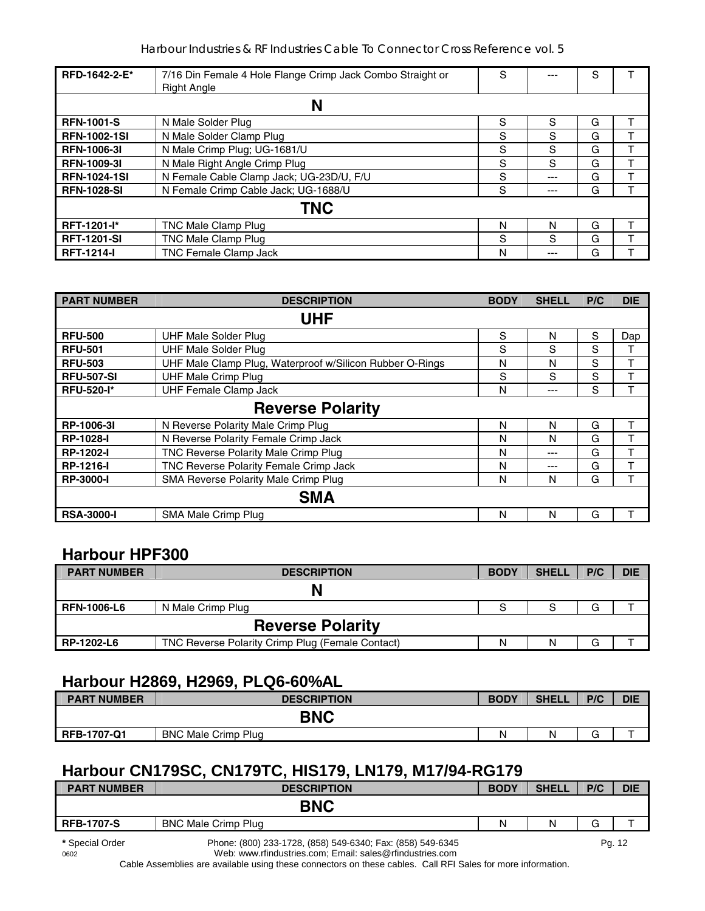| RFD-1642-2-E* | 7/16 Din Female 4 Hole Flange Crimp Jack Combo Straight or Right Angle | S | --- | S | T |
|---|---|---|---|---|---|
| **N** | | | | | |
| **RFN-1001-S** | N Male Solder Plug | S | S | G | T |
| **RFN-1002-1SI** | N Male Solder Clamp Plug | S | S | G | T |
| **RFN-1006-3I** | N Male Crimp Plug; UG-1681/U | S | S | G | T |
| **RFN-1009-3I** | N Male Right Angle Crimp Plug | S | S | G | T |
| **RFN-1024-1SI** | N Female Cable Clamp Jack; UG-23D/U, F/U | S | --- | G | T |
| **RFN-1028-SI** | N Female Crimp Cable Jack; UG-1688/U | S | --- | G | T |
| **TNC** | | | | | |
| **RFT-1201-I*** | TNC Male Clamp Plug | N | N | G | T |
| **RFT-1201-SI** | TNC Male Clamp Plug | S | S | G | T |
| **RFT-1214-I** | TNC Female Clamp Jack | N | --- | G | T |

| PART NUMBER | DESCRIPTION | BODY | SHELL | P/C | DIE |
|---|---|---|---|---|---|
| **UHF** | | | | | |
| **RFU-500** | UHF Male Solder Plug | S | N | S | Dap |
| **RFU-501** | UHF Male Solder Plug | S | S | S | T |
| **RFU-503** | UHF Male Clamp Plug, Waterproof w/Silicon Rubber O-Rings | N | N | S | T |
| **RFU-507-SI** | UHF Male Crimp Plug | S | S | S | T |
| **RFU-520-I*** | UHF Female Clamp Jack | N | --- | S | T |
| **Reverse Polarity** | | | | | |
| **RP-1006-3I** | N Reverse Polarity Male Crimp Plug | N | N | G | T |
| **RP-1028-I** | N Reverse Polarity Female Crimp Jack | N | N | G | T |
| **RP-1202-I** | TNC Reverse Polarity Male Crimp Plug | N | --- | G | T |
| **RP-1216-I** | TNC Reverse Polarity Female Crimp Jack | N | --- | G | T |
| **RP-3000-I** | SMA Reverse Polarity Male Crimp Plug | N | N | G | T |
| **SMA** | | | | | |
| **RSA-3000-I** | SMA Male Crimp Plug | N | N | G | T |

## Harbour HPF300

| PART NUMBER | DESCRIPTION | BODY | SHELL | P/C | DIE |
|---|---|---|---|---|---|
| **N** | | | | | |
| **RFN-1006-L6** | N Male Crimp Plug | S | S | G | T |
| **Reverse Polarity** | | | | | |
| **RP-1202-L6** | TNC Reverse Polarity Crimp Plug (Female Contact) | N | N | G | T |

## Harbour H2869, H2969, PLQ6-60%AL

| PART NUMBER | DESCRIPTION | BODY | SHELL | P/C | DIE |
|---|---|---|---|---|---|
| **BNC** | | | | | |
| **RFB-1707-Q1** | BNC Male Crimp Plug | N | N | G | T |

## Harbour CN179SC, CN179TC, HIS179, LN179, M17/94-RG179

| PART NUMBER | DESCRIPTION | BODY | SHELL | P/C | DIE |
|---|---|---|---|---|---|
| **BNC** | | | | | |
| **RFB-1707-S** | BNC Male Crimp Plug | N | N | G | T |

**\*** Special Order

Phone: (800) 233-1728, (858) 549-6340; Fax: (858) 549-6345
Web: www.rfindustries.com; Email: sales@rfindustries.com

Cable Assemblies are available using these connectors on these cables. Call RFI Sales for more information.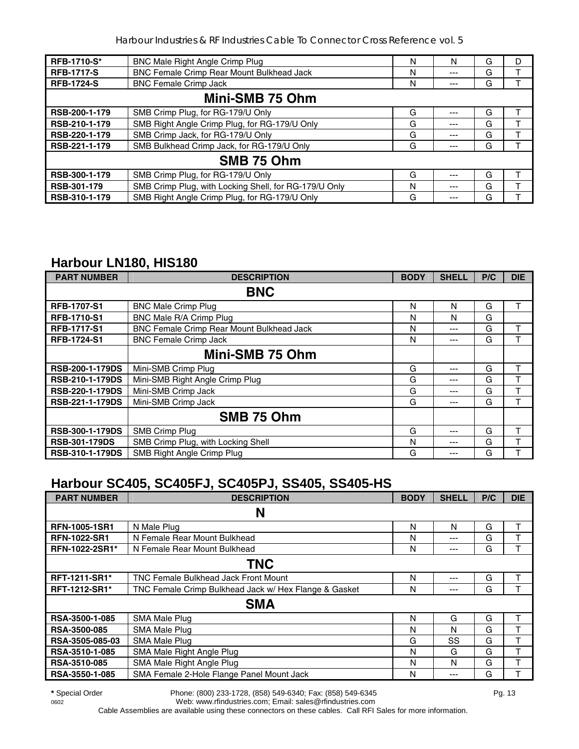| | | | | | |
|---|---|---|---|---|---|
| **RFB-1710-S*** | BNC Male Right Angle Crimp Plug | N | N | G | D |
| **RFB-1717-S** | BNC Female Crimp Rear Mount Bulkhead Jack | N | --- | G | T |
| **RFB-1724-S** | BNC Female Crimp Jack | N | --- | G | T |
| | **Mini-SMB 75 Ohm** | | | | |
| **RSB-200-1-179** | SMB Crimp Plug, for RG-179/U Only | G | --- | G | T |
| **RSB-210-1-179** | SMB Right Angle Crimp Plug, for RG-179/U Only | G | --- | G | T |
| **RSB-220-1-179** | SMB Crimp Jack, for RG-179/U Only | G | --- | G | T |
| **RSB-221-1-179** | SMB Bulkhead Crimp Jack, for RG-179/U Only | G | --- | G | T |
| | **SMB 75 Ohm** | | | | |
| **RSB-300-1-179** | SMB Crimp Plug, for RG-179/U Only | G | --- | G | T |
| **RSB-301-179** | SMB Crimp Plug, with Locking Shell, for RG-179/U Only | N | --- | G | T |
| **RSB-310-1-179** | SMB Right Angle Crimp Plug, for RG-179/U Only | G | --- | G | T |

## Harbour LN180, HIS180

| PART NUMBER | DESCRIPTION | BODY | SHELL | P/C | DIE |
|---|---|---|---|---|---|
| | **BNC** | | | | |
| **RFB-1707-S1** | BNC Male Crimp Plug | N | N | G | T |
| **RFB-1710-S1** | BNC Male R/A Crimp Plug | N | N | G | |
| **RFB-1717-S1** | BNC Female Crimp Rear Mount Bulkhead Jack | N | --- | G | T |
| **RFB-1724-S1** | BNC Female Crimp Jack | N | --- | G | T |
| | **Mini-SMB 75 Ohm** | | | | |
| **RSB-200-1-179DS** | Mini-SMB Crimp Plug | G | --- | G | T |
| **RSB-210-1-179DS** | Mini-SMB Right Angle Crimp Plug | G | --- | G | T |
| **RSB-220-1-179DS** | Mini-SMB Crimp Jack | G | --- | G | T |
| **RSB-221-1-179DS** | Mini-SMB Crimp Jack | G | --- | G | T |
| | **SMB 75 Ohm** | | | | |
| **RSB-300-1-179DS** | SMB Crimp Plug | G | --- | G | T |
| **RSB-301-179DS** | SMB Crimp Plug, with Locking Shell | N | --- | G | T |
| **RSB-310-1-179DS** | SMB Right Angle Crimp Plug | G | --- | G | T |

## Harbour SC405, SC405FJ, SC405PJ, SS405, SS405-HS

| PART NUMBER | DESCRIPTION | BODY | SHELL | P/C | DIE |
|---|---|---|---|---|---|
| | **N** | | | | |
| **RFN-1005-1SR1** | N Male Plug | N | N | G | T |
| **RFN-1022-SR1** | N Female Rear Mount Bulkhead | N | --- | G | T |
| **RFN-1022-2SR1*** | N Female Rear Mount Bulkhead | N | --- | G | T |
| | **TNC** | | | | |
| **RFT-1211-SR1*** | TNC Female Bulkhead Jack Front Mount | N | --- | G | T |
| **RFT-1212-SR1*** | TNC Female Crimp Bulkhead Jack w/ Hex Flange & Gasket | N | --- | G | T |
| | **SMA** | | | | |
| **RSA-3500-1-085** | SMA Male Plug | N | G | G | T |
| **RSA-3500-085** | SMA Male Plug | N | N | G | T |
| **RSA-3505-085-03** | SMA Male Plug | G | SS | G | T |
| **RSA-3510-1-085** | SMA Male Right Angle Plug | N | G | G | T |
| **RSA-3510-085** | SMA Male Right Angle Plug | N | N | G | T |
| **RSA-3550-1-085** | SMA Female 2-Hole Flange Panel Mount Jack | N | --- | G | T |

**\*** Special Order    Phone: (800) 233-1728, (858) 549-6340; Fax: (858) 549-6345
Web: www.rfindustries.com; Email: sales@rfindustries.com
Cable Assemblies are available using these connectors on these cables. Call RFI Sales for more information.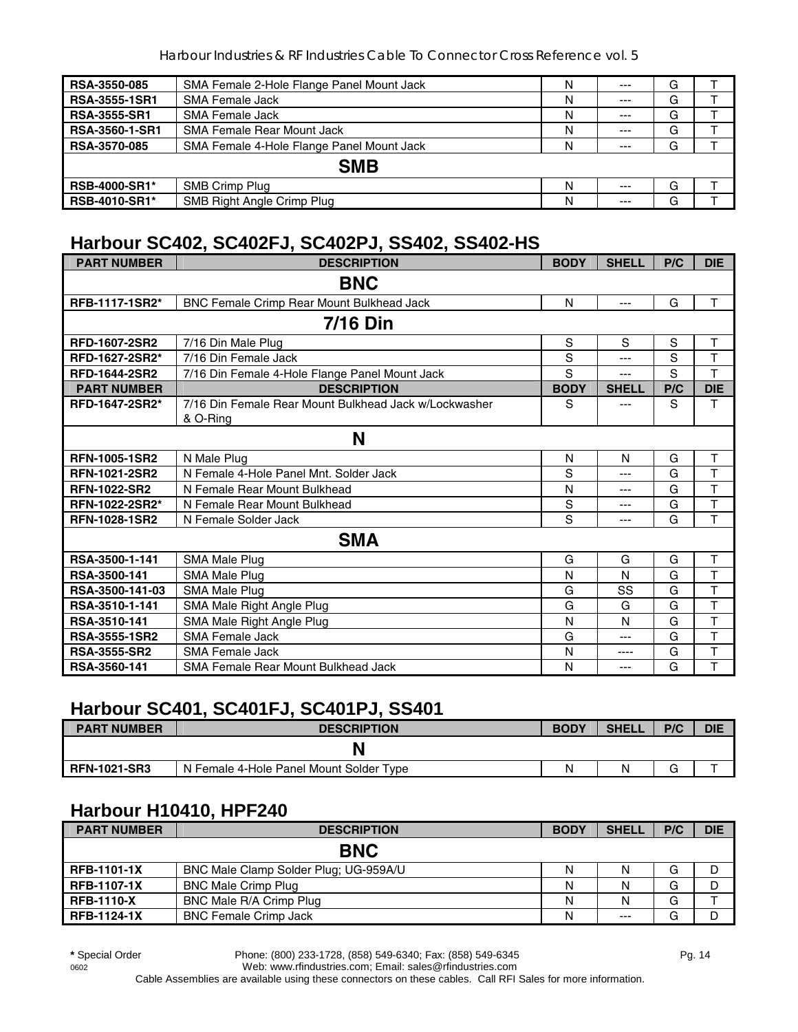| | | | | | |
|---|---|---|---|---|---|
| **RSA-3550-085** | SMA Female 2-Hole Flange Panel Mount Jack | N | --- | G | T |
| **RSA-3555-1SR1** | SMA Female Jack | N | --- | G | T |
| **RSA-3555-SR1** | SMA Female Jack | N | --- | G | T |
| **RSA-3560-1-SR1** | SMA Female Rear Mount Jack | N | --- | G | T |
| **RSA-3570-085** | SMA Female 4-Hole Flange Panel Mount Jack | N | --- | G | T |
| **SMB** | | | | | |
| **RSB-4000-SR1*** | SMB Crimp Plug | N | --- | G | T |
| **RSB-4010-SR1*** | SMB Right Angle Crimp Plug | N | --- | G | T |

## Harbour SC402, SC402FJ, SC402PJ, SS402, SS402-HS

| PART NUMBER | DESCRIPTION | BODY | SHELL | P/C | DIE |
|---|---|---|---|---|---|
| **BNC** | | | | | |
| **RFB-1117-1SR2*** | BNC Female Crimp Rear Mount Bulkhead Jack | N | --- | G | T |
| **7/16 Din** | | | | | |
| **RFD-1607-2SR2** | 7/16 Din Male Plug | S | S | S | T |
| **RFD-1627-2SR2*** | 7/16 Din Female Jack | S | --- | S | T |
| **RFD-1644-2SR2** | 7/16 Din Female 4-Hole Flange Panel Mount Jack | S | --- | S | T |
| **PART NUMBER** | **DESCRIPTION** | **BODY** | **SHELL** | **P/C** | **DIE** |
| **RFD-1647-2SR2*** | 7/16 Din Female Rear Mount Bulkhead Jack w/Lockwasher & O-Ring | S | --- | S | T |
| **N** | | | | | |
| **RFN-1005-1SR2** | N Male Plug | N | N | G | T |
| **RFN-1021-2SR2** | N Female 4-Hole Panel Mnt. Solder Jack | S | --- | G | T |
| **RFN-1022-SR2** | N Female Rear Mount Bulkhead | N | --- | G | T |
| **RFN-1022-2SR2*** | N Female Rear Mount Bulkhead | S | --- | G | T |
| **RFN-1028-1SR2** | N Female Solder Jack | S | --- | G | T |
| **SMA** | | | | | |
| **RSA-3500-1-141** | SMA Male Plug | G | G | G | T |
| **RSA-3500-141** | SMA Male Plug | N | N | G | T |
| **RSA-3500-141-03** | SMA Male Plug | G | SS | G | T |
| **RSA-3510-1-141** | SMA Male Right Angle Plug | G | G | G | T |
| **RSA-3510-141** | SMA Male Right Angle Plug | N | N | G | T |
| **RSA-3555-1SR2** | SMA Female Jack | G | --- | G | T |
| **RSA-3555-SR2** | SMA Female Jack | N | ---- | G | T |
| **RSA-3560-141** | SMA Female Rear Mount Bulkhead Jack | N | --- | G | T |

## Harbour SC401, SC401FJ, SC401PJ, SS401

| PART NUMBER | DESCRIPTION | BODY | SHELL | P/C | DIE |
|---|---|---|---|---|---|
| **N** | | | | | |
| **RFN-1021-SR3** | N Female 4-Hole Panel Mount Solder Type | N | N | G | T |

## Harbour H10410, HPF240

| PART NUMBER | DESCRIPTION | BODY | SHELL | P/C | DIE |
|---|---|---|---|---|---|
| **BNC** | | | | | |
| **RFB-1101-1X** | BNC Male Clamp Solder Plug; UG-959A/U | N | N | G | D |
| **RFB-1107-1X** | BNC Male Crimp Plug | N | N | G | D |
| **RFB-1110-X** | BNC Male R/A Crimp Plug | N | N | G | T |
| **RFB-1124-1X** | BNC Female Crimp Jack | N | --- | G | D |

**\*** Special Order

Phone: (800) 233-1728, (858) 549-6340; Fax: (858) 549-6345
Web: www.rfindustries.com; Email: sales@rfindustries.com
Cable Assemblies are available using these connectors on these cables. Call RFI Sales for more information.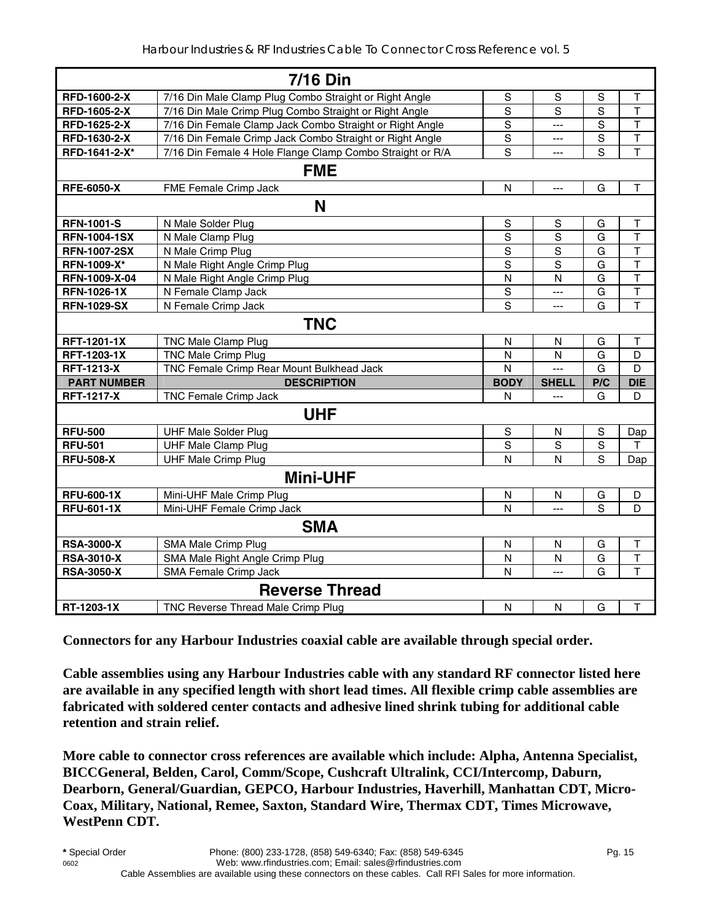| | 7/16 Din | | | | |
|---|---|---|---|---|---|
| **RFD-1600-2-X** | 7/16 Din Male Clamp Plug Combo Straight or Right Angle | S | S | S | T |
| **RFD-1605-2-X** | 7/16 Din Male Crimp Plug Combo Straight or Right Angle | S | S | S | T |
| **RFD-1625-2-X** | 7/16 Din Female Clamp Jack Combo Straight or Right Angle | S | --- | S | T |
| **RFD-1630-2-X** | 7/16 Din Female Crimp Jack Combo Straight or Right Angle | S | --- | S | T |
| **RFD-1641-2-X*** | 7/16 Din Female 4 Hole Flange Clamp Combo Straight or R/A | S | --- | S | T |
| | **FME** | | | | |
| **RFE-6050-X** | FME Female Crimp Jack | N | --- | G | T |
| | **N** | | | | |
| **RFN-1001-S** | N Male Solder Plug | S | S | G | T |
| **RFN-1004-1SX** | N Male Clamp Plug | S | S | G | T |
| **RFN-1007-2SX** | N Male Crimp Plug | S | S | G | T |
| **RFN-1009-X*** | N Male Right Angle Crimp Plug | S | S | G | T |
| **RFN-1009-X-04** | N Male Right Angle Crimp Plug | N | N | G | T |
| **RFN-1026-1X** | N Female Clamp Jack | S | --- | G | T |
| **RFN-1029-SX** | N Female Crimp Jack | S | --- | G | T |
| | **TNC** | | | | |
| **RFT-1201-1X** | TNC Male Clamp Plug | N | N | G | T |
| **RFT-1203-1X** | TNC Male Crimp Plug | N | N | G | D |
| **RFT-1213-X** | TNC Female Crimp Rear Mount Bulkhead Jack | N | --- | G | D |
| **PART NUMBER** | **DESCRIPTION** | **BODY** | **SHELL** | **P/C** | **DIE** |
| **RFT-1217-X** | TNC Female Crimp Jack | N | --- | G | D |
| | **UHF** | | | | |
| **RFU-500** | UHF Male Solder Plug | S | N | S | Dap |
| **RFU-501** | UHF Male Clamp Plug | S | S | S | T |
| **RFU-508-X** | UHF Male Crimp Plug | N | N | S | Dap |
| | **Mini-UHF** | | | | |
| **RFU-600-1X** | Mini-UHF Male Crimp Plug | N | N | G | D |
| **RFU-601-1X** | Mini-UHF Female Crimp Jack | N | --- | S | D |
| | **SMA** | | | | |
| **RSA-3000-X** | SMA Male Crimp Plug | N | N | G | T |
| **RSA-3010-X** | SMA Male Right Angle Crimp Plug | N | N | G | T |
| **RSA-3050-X** | SMA Female Crimp Jack | N | --- | G | T |
| | **Reverse Thread** | | | | |
| **RT-1203-1X** | TNC Reverse Thread Male Crimp Plug | N | N | G | T |

**Connectors for any Harbour Industries coaxial cable are available through special order.**

**Cable assemblies using any Harbour Industries cable with any standard RF connector listed here are available in any specified length with short lead times. All flexible crimp cable assemblies are fabricated with soldered center contacts and adhesive lined shrink tubing for additional cable retention and strain relief.**

**More cable to connector cross references are available which include: Alpha, Antenna Specialist, BICCGeneral, Belden, Carol, Comm/Scope, Cushcraft Ultralink, CCI/Intercomp, Daburn, Dearborn, General/Guardian, GEPCO, Harbour Industries, Haverhill, Manhattan CDT, Micro-Coax, Military, National, Remee, Saxton, Standard Wire, Thermax CDT, Times Microwave, WestPenn CDT.**

**\*** Special Order — Phone: (800) 233-1728, (858) 549-6340; Fax: (858) 549-6345
Web: www.rfindustries.com; Email: sales@rfindustries.com
Cable Assemblies are available using these connectors on these cables. Call RFI Sales for more information.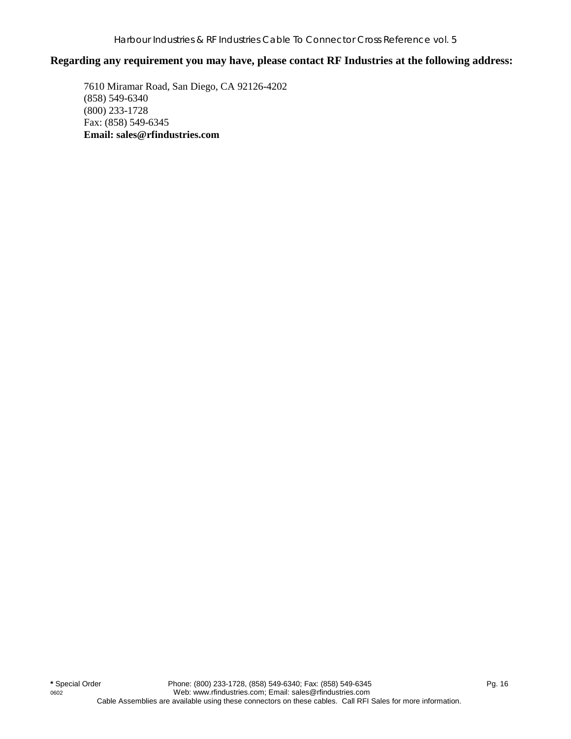**Regarding any requirement you may have, please contact RF Industries at the following address:**

7610 Miramar Road, San Diego, CA 92126-4202
(858) 549-6340
(800) 233-1728
Fax: (858) 549-6345
**Email: sales@rfindustries.com**